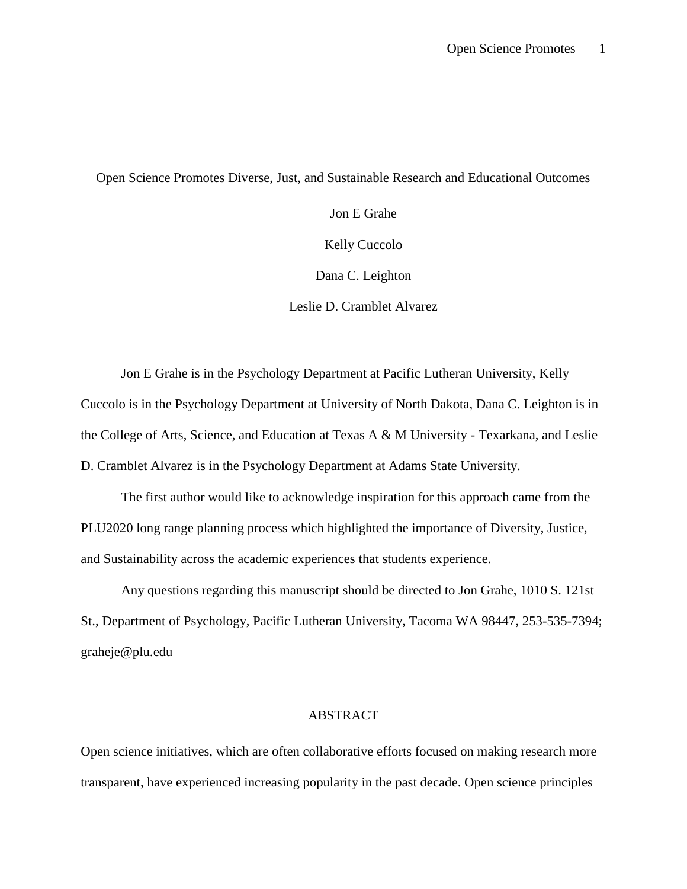# Open Science Promotes Diverse, Just, and Sustainable Research and Educational Outcomes

Jon E Grahe

Kelly Cuccolo

Dana C. Leighton

Leslie D. Cramblet Alvarez

Jon E Grahe is in the Psychology Department at Pacific Lutheran University, Kelly Cuccolo is in the Psychology Department at University of North Dakota, Dana C. Leighton is in the College of Arts, Science, and Education at Texas A & M University - Texarkana, and Leslie D. Cramblet Alvarez is in the Psychology Department at Adams State University.

The first author would like to acknowledge inspiration for this approach came from the PLU2020 long range planning process which highlighted the importance of Diversity, Justice, and Sustainability across the academic experiences that students experience.

Any questions regarding this manuscript should be directed to Jon Grahe, 1010 S. 121st St., Department of Psychology, Pacific Lutheran University, Tacoma WA 98447, 253-535-7394; graheje@plu.edu

## ABSTRACT

Open science initiatives, which are often collaborative efforts focused on making research more transparent, have experienced increasing popularity in the past decade. Open science principles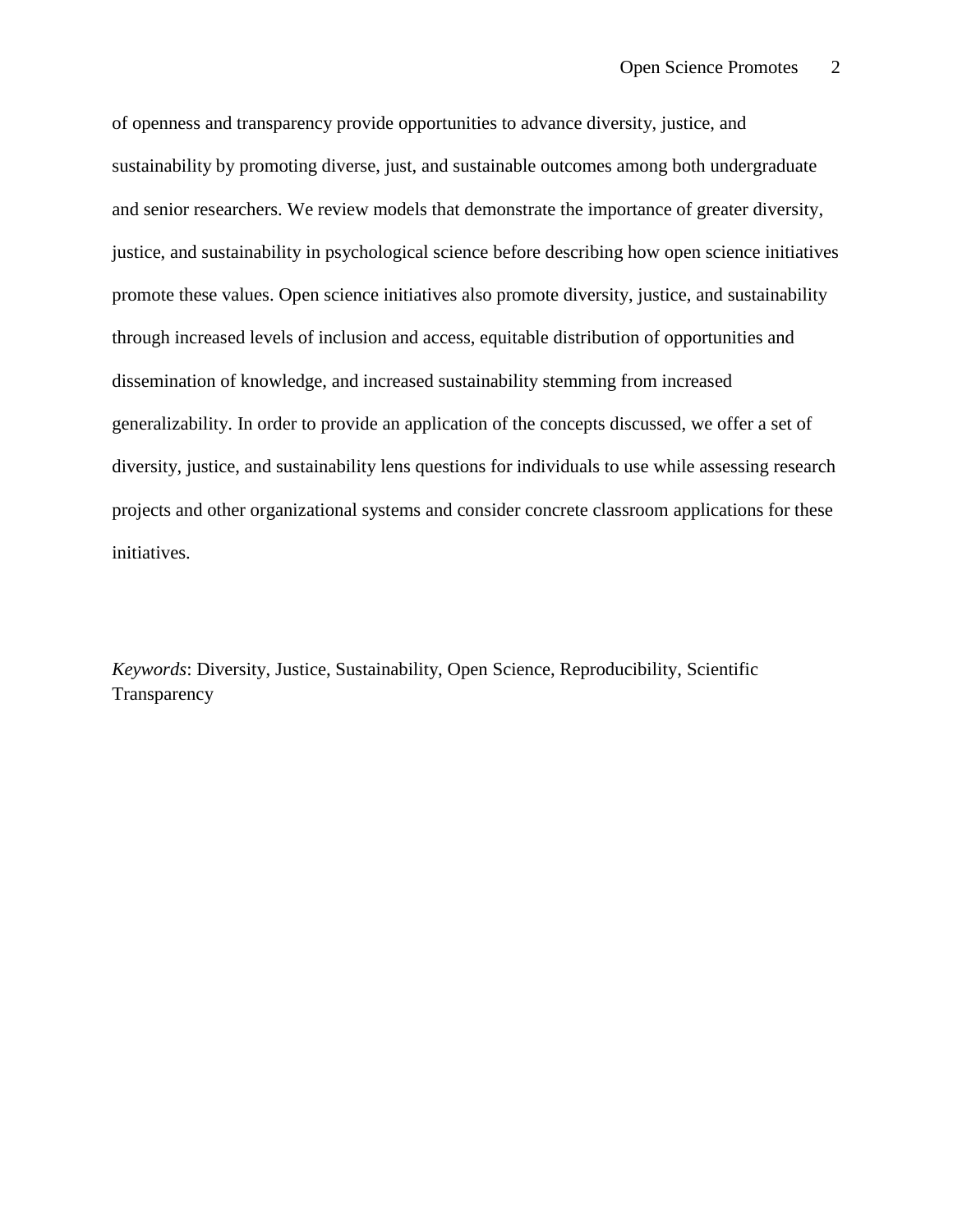of openness and transparency provide opportunities to advance diversity, justice, and sustainability by promoting diverse, just, and sustainable outcomes among both undergraduate and senior researchers. We review models that demonstrate the importance of greater diversity, justice, and sustainability in psychological science before describing how open science initiatives promote these values. Open science initiatives also promote diversity, justice, and sustainability through increased levels of inclusion and access, equitable distribution of opportunities and dissemination of knowledge, and increased sustainability stemming from increased generalizability. In order to provide an application of the concepts discussed, we offer a set of diversity, justice, and sustainability lens questions for individuals to use while assessing research projects and other organizational systems and consider concrete classroom applications for these initiatives.

*Keywords*: Diversity, Justice, Sustainability, Open Science, Reproducibility, Scientific Transparency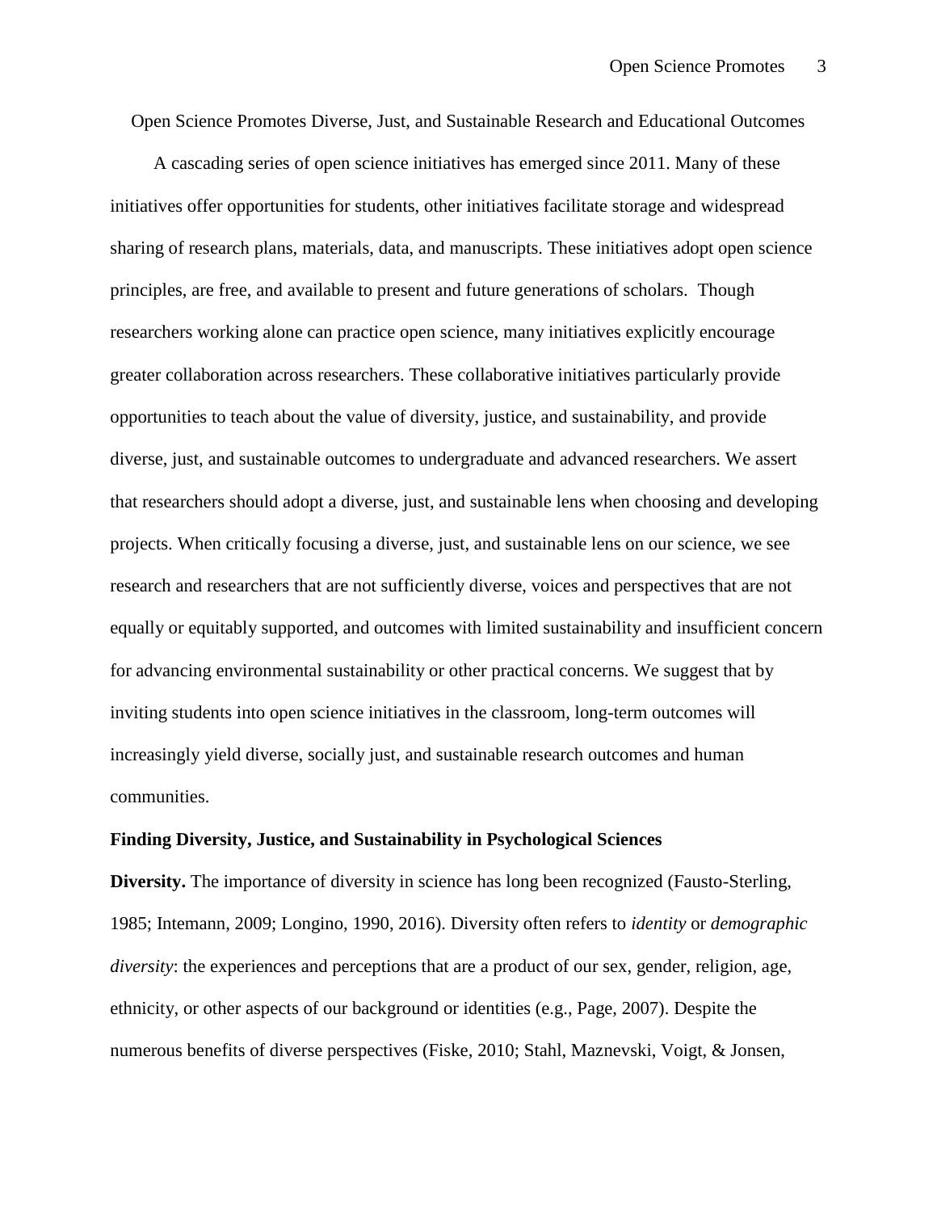# Open Science Promotes Diverse, Just, and Sustainable Research and Educational Outcomes

A cascading series of open science initiatives has emerged since 2011. Many of these initiatives offer opportunities for students, other initiatives facilitate storage and widespread sharing of research plans, materials, data, and manuscripts. These initiatives adopt open science principles, are free, and available to present and future generations of scholars. Though researchers working alone can practice open science, many initiatives explicitly encourage greater collaboration across researchers. These collaborative initiatives particularly provide opportunities to teach about the value of diversity, justice, and sustainability, and provide diverse, just, and sustainable outcomes to undergraduate and advanced researchers. We assert that researchers should adopt a diverse, just, and sustainable lens when choosing and developing projects. When critically focusing a diverse, just, and sustainable lens on our science, we see research and researchers that are not sufficiently diverse, voices and perspectives that are not equally or equitably supported, and outcomes with limited sustainability and insufficient concern for advancing environmental sustainability or other practical concerns. We suggest that by inviting students into open science initiatives in the classroom, long-term outcomes will increasingly yield diverse, socially just, and sustainable research outcomes and human communities.

## Finding Diversity, Justice, and Sustainability in Psychological Sciences

**Diversity.** The importance of diversity in science has long been recognized (Fausto-Sterling, 1985; Intemann, 2009; Longino, 1990, 2016). Diversity often refers to *identity* or *demographic diversity*: the experiences and perceptions that are a product of our sex, gender, religion, age, ethnicity, or other aspects of our background or identities (e.g., Page, 2007). Despite the numerous benefits of diverse perspectives (Fiske, 2010; Stahl, Maznevski, Voigt, & Jonsen,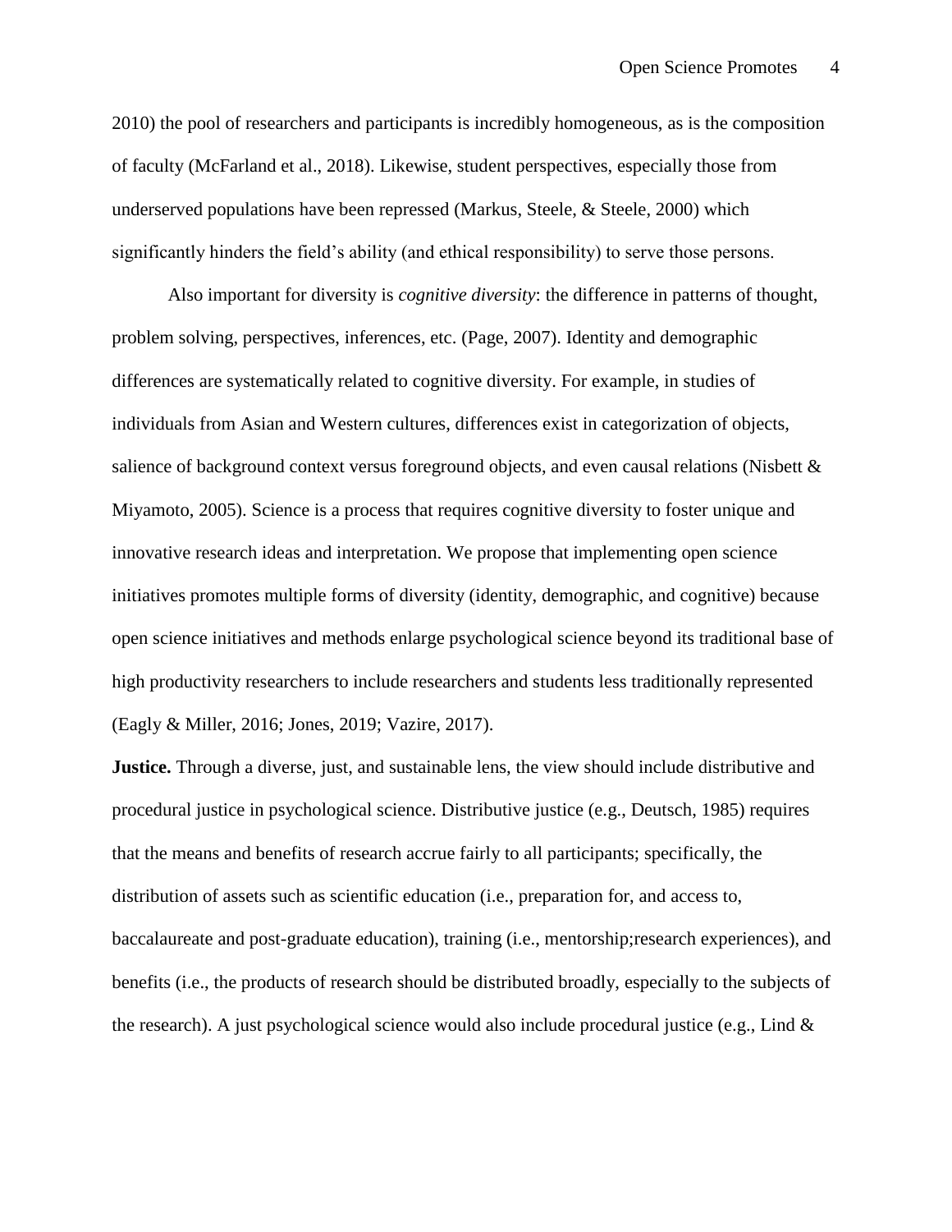2010) the pool of researchers and participants is incredibly homogeneous, as is the composition of faculty (McFarland et al., 2018). Likewise, student perspectives, especially those from underserved populations have been repressed (Markus, Steele, & Steele, 2000) which significantly hinders the field's ability (and ethical responsibility) to serve those persons.

Also important for diversity is *cognitive diversity*: the difference in patterns of thought, problem solving, perspectives, inferences, etc. (Page, 2007). Identity and demographic differences are systematically related to cognitive diversity. For example, in studies of individuals from Asian and Western cultures, differences exist in categorization of objects, salience of background context versus foreground objects, and even causal relations (Nisbett & Miyamoto, 2005). Science is a process that requires cognitive diversity to foster unique and innovative research ideas and interpretation. We propose that implementing open science initiatives promotes multiple forms of diversity (identity, demographic, and cognitive) because open science initiatives and methods enlarge psychological science beyond its traditional base of high productivity researchers to include researchers and students less traditionally represented (Eagly & Miller, 2016; Jones, 2019; Vazire, 2017).

**Justice.** Through a diverse, just, and sustainable lens, the view should include distributive and procedural justice in psychological science. Distributive justice (e.g., Deutsch, 1985) requires that the means and benefits of research accrue fairly to all participants; specifically, the distribution of assets such as scientific education (i.e., preparation for, and access to, baccalaureate and post-graduate education), training (i.e., mentorship;research experiences), and benefits (i.e., the products of research should be distributed broadly, especially to the subjects of the research). A just psychological science would also include procedural justice (e.g., Lind &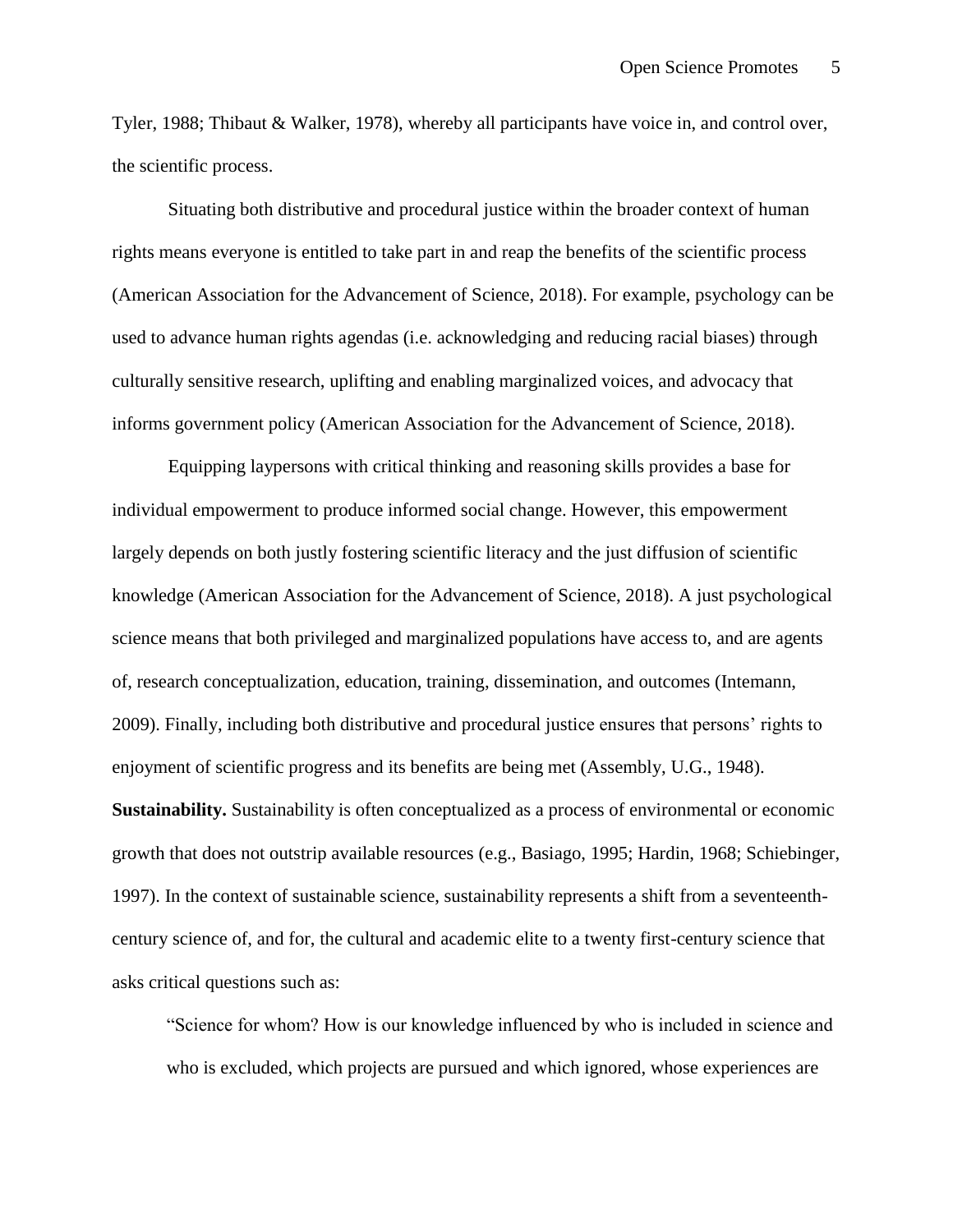Tyler, 1988; Thibaut & Walker, 1978), whereby all participants have voice in, and control over, the scientific process.

Situating both distributive and procedural justice within the broader context of human rights means everyone is entitled to take part in and reap the benefits of the scientific process (American Association for the Advancement of Science, 2018). For example, psychology can be used to advance human rights agendas (i.e. acknowledging and reducing racial biases) through culturally sensitive research, uplifting and enabling marginalized voices, and advocacy that informs government policy (American Association for the Advancement of Science, 2018).

Equipping laypersons with critical thinking and reasoning skills provides a base for individual empowerment to produce informed social change. However, this empowerment largely depends on both justly fostering scientific literacy and the just diffusion of scientific knowledge (American Association for the Advancement of Science, 2018). A just psychological science means that both privileged and marginalized populations have access to, and are agents of, research conceptualization, education, training, dissemination, and outcomes (Intemann, 2009). Finally, including both distributive and procedural justice ensures that persons' rights to enjoyment of scientific progress and its benefits are being met (Assembly, U.G., 1948).

**Sustainability.** Sustainability is often conceptualized as a process of environmental or economic growth that does not outstrip available resources (e.g., Basiago, 1995; Hardin, 1968; Schiebinger, 1997). In the context of sustainable science, sustainability represents a shift from a seventeenth-century science of, and for, the cultural and academic elite to a twenty first-century science that asks critical questions such as:

> "Science for whom? How is our knowledge influenced by who is included in science and who is excluded, which projects are pursued and which ignored, whose experiences are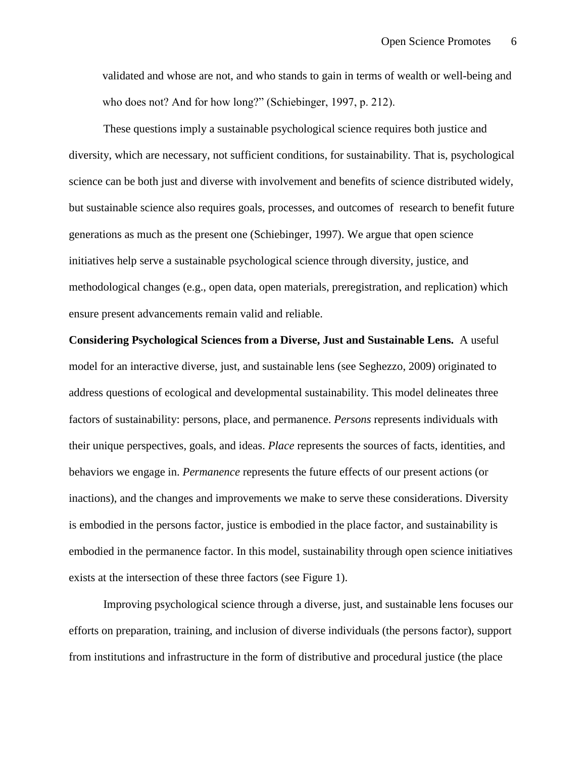validated and whose are not, and who stands to gain in terms of wealth or well-being and who does not? And for how long?" (Schiebinger, 1997, p. 212).

These questions imply a sustainable psychological science requires both justice and diversity, which are necessary, not sufficient conditions, for sustainability. That is, psychological science can be both just and diverse with involvement and benefits of science distributed widely, but sustainable science also requires goals, processes, and outcomes of research to benefit future generations as much as the present one (Schiebinger, 1997). We argue that open science initiatives help serve a sustainable psychological science through diversity, justice, and methodological changes (e.g., open data, open materials, preregistration, and replication) which ensure present advancements remain valid and reliable.

**Considering Psychological Sciences from a Diverse, Just and Sustainable Lens.** A useful model for an interactive diverse, just, and sustainable lens (see Seghezzo, 2009) originated to address questions of ecological and developmental sustainability. This model delineates three factors of sustainability: persons, place, and permanence. *Persons* represents individuals with their unique perspectives, goals, and ideas. *Place* represents the sources of facts, identities, and behaviors we engage in. *Permanence* represents the future effects of our present actions (or inactions), and the changes and improvements we make to serve these considerations. Diversity is embodied in the persons factor, justice is embodied in the place factor, and sustainability is embodied in the permanence factor. In this model, sustainability through open science initiatives exists at the intersection of these three factors (see Figure 1).

Improving psychological science through a diverse, just, and sustainable lens focuses our efforts on preparation, training, and inclusion of diverse individuals (the persons factor), support from institutions and infrastructure in the form of distributive and procedural justice (the place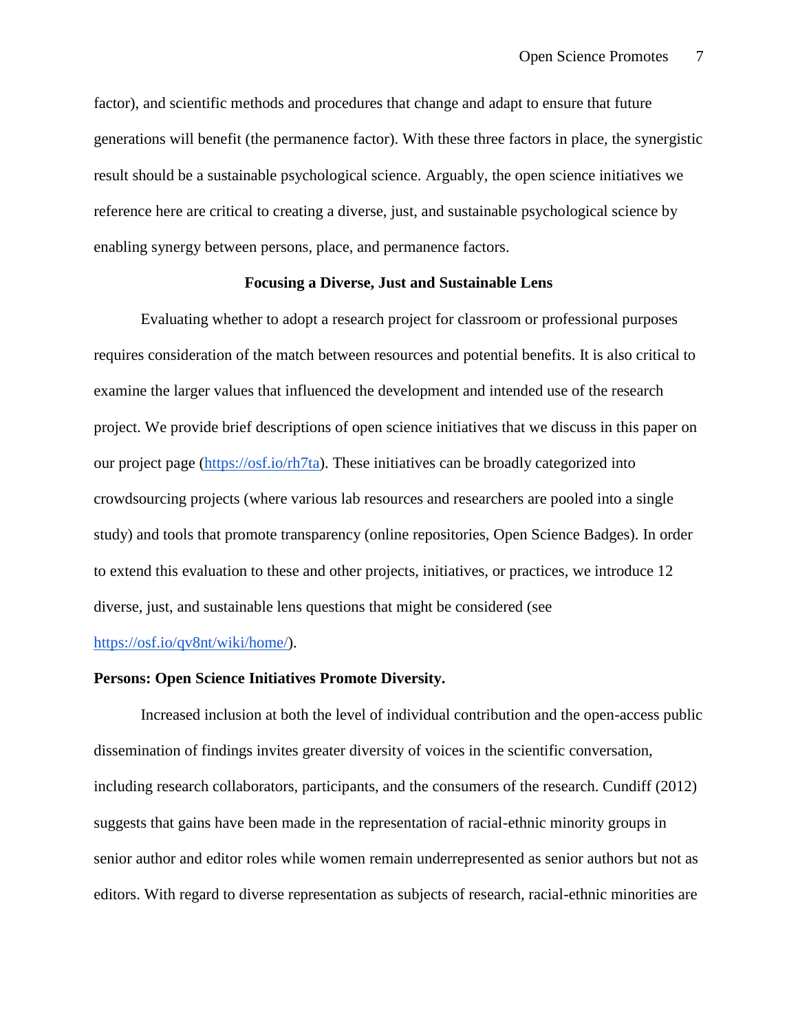factor), and scientific methods and procedures that change and adapt to ensure that future generations will benefit (the permanence factor). With these three factors in place, the synergistic result should be a sustainable psychological science. Arguably, the open science initiatives we reference here are critical to creating a diverse, just, and sustainable psychological science by enabling synergy between persons, place, and permanence factors.

## Focusing a Diverse, Just and Sustainable Lens

Evaluating whether to adopt a research project for classroom or professional purposes requires consideration of the match between resources and potential benefits. It is also critical to examine the larger values that influenced the development and intended use of the research project. We provide brief descriptions of open science initiatives that we discuss in this paper on our project page ([https://osf.io/rh7ta](https://osf.io/rh7ta)). These initiatives can be broadly categorized into crowdsourcing projects (where various lab resources and researchers are pooled into a single study) and tools that promote transparency (online repositories, Open Science Badges). In order to extend this evaluation to these and other projects, initiatives, or practices, we introduce 12 diverse, just, and sustainable lens questions that might be considered (see [https://osf.io/qv8nt/wiki/home/](https://osf.io/qv8nt/wiki/home/)).

### Persons: Open Science Initiatives Promote Diversity.

Increased inclusion at both the level of individual contribution and the open-access public dissemination of findings invites greater diversity of voices in the scientific conversation, including research collaborators, participants, and the consumers of the research. Cundiff (2012) suggests that gains have been made in the representation of racial-ethnic minority groups in senior author and editor roles while women remain underrepresented as senior authors but not as editors. With regard to diverse representation as subjects of research, racial-ethnic minorities are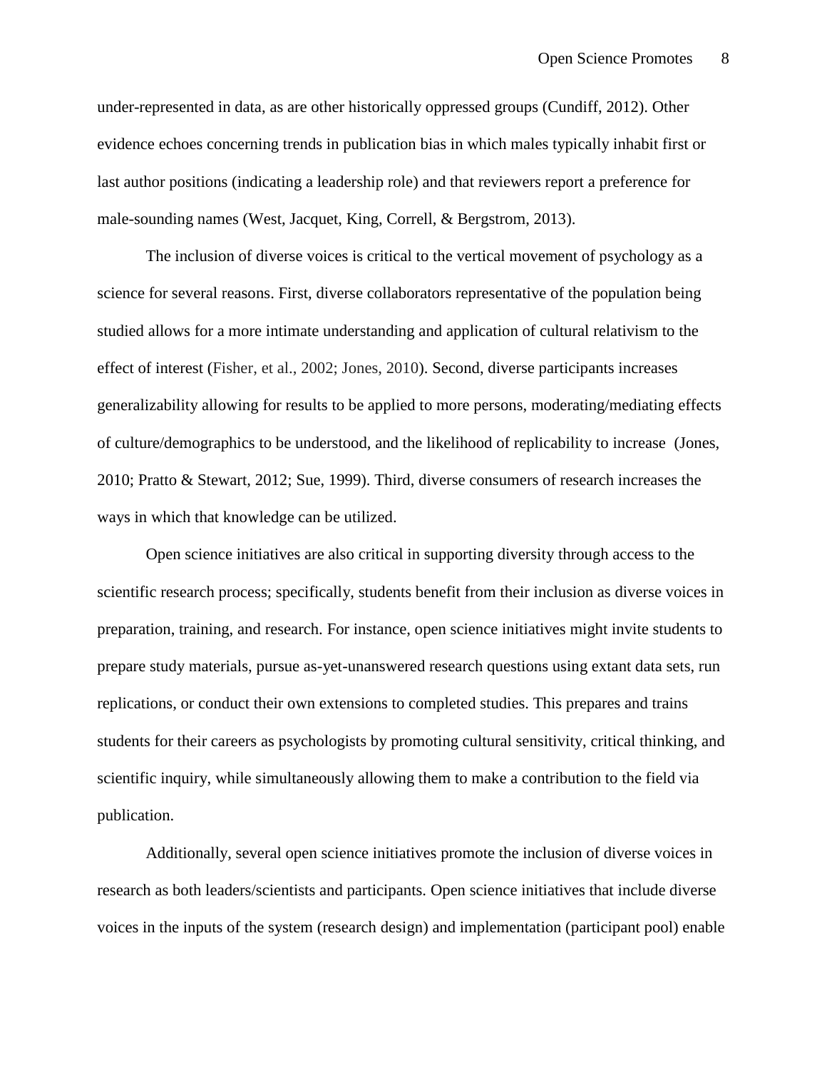under-represented in data, as are other historically oppressed groups (Cundiff, 2012). Other evidence echoes concerning trends in publication bias in which males typically inhabit first or last author positions (indicating a leadership role) and that reviewers report a preference for male-sounding names (West, Jacquet, King, Correll, & Bergstrom, 2013).

The inclusion of diverse voices is critical to the vertical movement of psychology as a science for several reasons. First, diverse collaborators representative of the population being studied allows for a more intimate understanding and application of cultural relativism to the effect of interest (Fisher, et al., 2002; Jones, 2010). Second, diverse participants increases generalizability allowing for results to be applied to more persons, moderating/mediating effects of culture/demographics to be understood, and the likelihood of replicability to increase (Jones, 2010; Pratto & Stewart, 2012; Sue, 1999). Third, diverse consumers of research increases the ways in which that knowledge can be utilized.

Open science initiatives are also critical in supporting diversity through access to the scientific research process; specifically, students benefit from their inclusion as diverse voices in preparation, training, and research. For instance, open science initiatives might invite students to prepare study materials, pursue as-yet-unanswered research questions using extant data sets, run replications, or conduct their own extensions to completed studies. This prepares and trains students for their careers as psychologists by promoting cultural sensitivity, critical thinking, and scientific inquiry, while simultaneously allowing them to make a contribution to the field via publication.

Additionally, several open science initiatives promote the inclusion of diverse voices in research as both leaders/scientists and participants. Open science initiatives that include diverse voices in the inputs of the system (research design) and implementation (participant pool) enable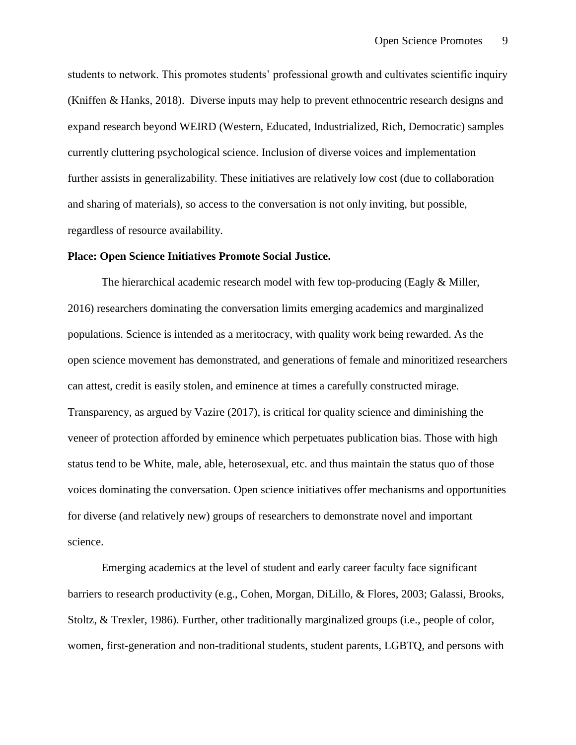students to network. This promotes students' professional growth and cultivates scientific inquiry (Kniffen & Hanks, 2018). Diverse inputs may help to prevent ethnocentric research designs and expand research beyond WEIRD (Western, Educated, Industrialized, Rich, Democratic) samples currently cluttering psychological science. Inclusion of diverse voices and implementation further assists in generalizability. These initiatives are relatively low cost (due to collaboration and sharing of materials), so access to the conversation is not only inviting, but possible, regardless of resource availability.

**Place: Open Science Initiatives Promote Social Justice.**

The hierarchical academic research model with few top-producing (Eagly & Miller, 2016) researchers dominating the conversation limits emerging academics and marginalized populations. Science is intended as a meritocracy, with quality work being rewarded. As the open science movement has demonstrated, and generations of female and minoritized researchers can attest, credit is easily stolen, and eminence at times a carefully constructed mirage. Transparency, as argued by Vazire (2017), is critical for quality science and diminishing the veneer of protection afforded by eminence which perpetuates publication bias. Those with high status tend to be White, male, able, heterosexual, etc. and thus maintain the status quo of those voices dominating the conversation. Open science initiatives offer mechanisms and opportunities for diverse (and relatively new) groups of researchers to demonstrate novel and important science.

Emerging academics at the level of student and early career faculty face significant barriers to research productivity (e.g., Cohen, Morgan, DiLillo, & Flores, 2003; Galassi, Brooks, Stoltz, & Trexler, 1986). Further, other traditionally marginalized groups (i.e., people of color, women, first-generation and non-traditional students, student parents, LGBTQ, and persons with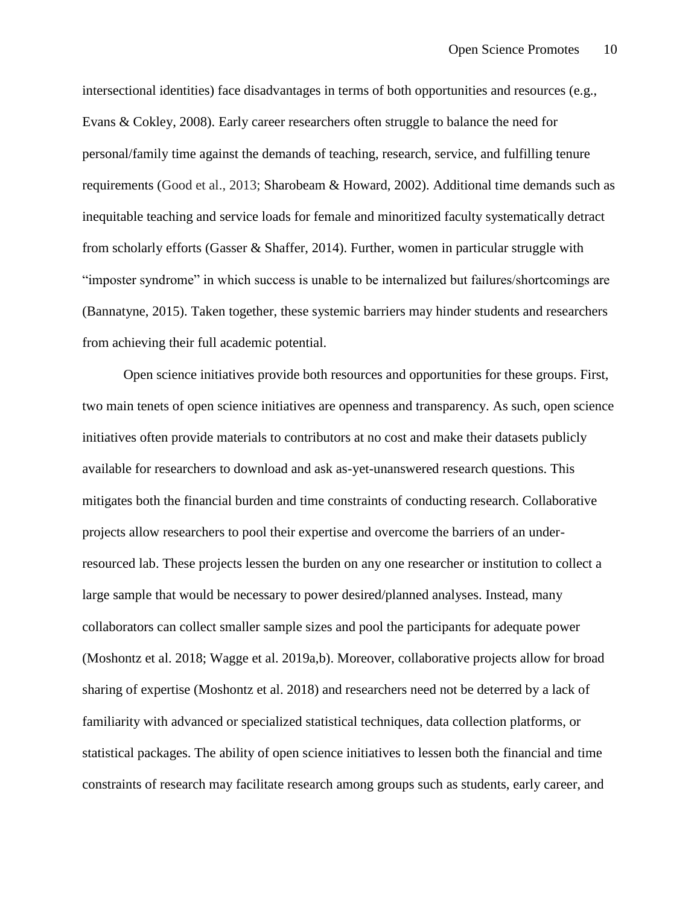intersectional identities) face disadvantages in terms of both opportunities and resources (e.g., Evans & Cokley, 2008). Early career researchers often struggle to balance the need for personal/family time against the demands of teaching, research, service, and fulfilling tenure requirements (Good et al., 2013; Sharobeam & Howard, 2002). Additional time demands such as inequitable teaching and service loads for female and minoritized faculty systematically detract from scholarly efforts (Gasser & Shaffer, 2014). Further, women in particular struggle with "imposter syndrome" in which success is unable to be internalized but failures/shortcomings are (Bannatyne, 2015). Taken together, these systemic barriers may hinder students and researchers from achieving their full academic potential.

Open science initiatives provide both resources and opportunities for these groups. First, two main tenets of open science initiatives are openness and transparency. As such, open science initiatives often provide materials to contributors at no cost and make their datasets publicly available for researchers to download and ask as-yet-unanswered research questions. This mitigates both the financial burden and time constraints of conducting research. Collaborative projects allow researchers to pool their expertise and overcome the barriers of an under-resourced lab. These projects lessen the burden on any one researcher or institution to collect a large sample that would be necessary to power desired/planned analyses. Instead, many collaborators can collect smaller sample sizes and pool the participants for adequate power (Moshontz et al. 2018; Wagge et al. 2019a,b). Moreover, collaborative projects allow for broad sharing of expertise (Moshontz et al. 2018) and researchers need not be deterred by a lack of familiarity with advanced or specialized statistical techniques, data collection platforms, or statistical packages. The ability of open science initiatives to lessen both the financial and time constraints of research may facilitate research among groups such as students, early career, and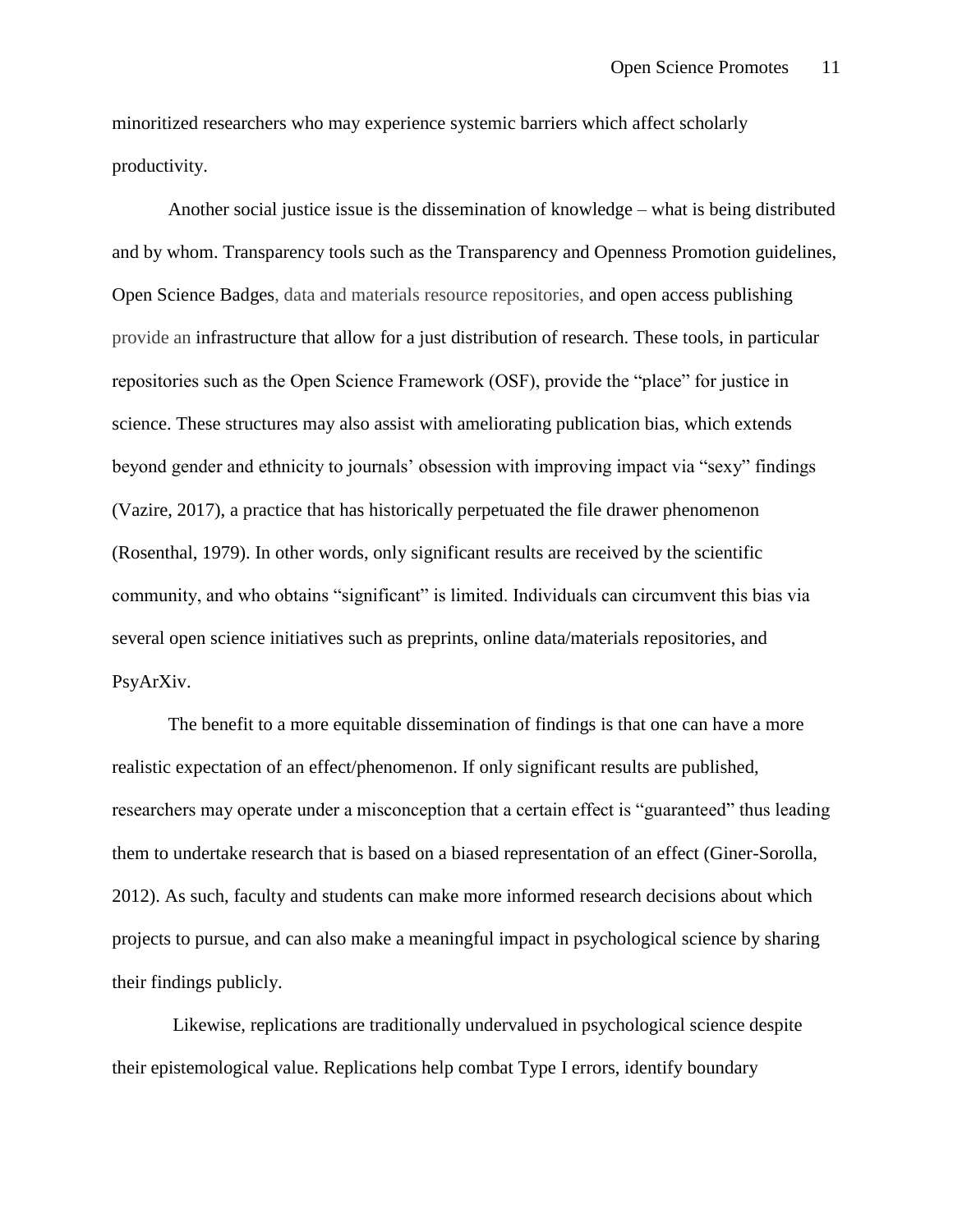minoritized researchers who may experience systemic barriers which affect scholarly productivity.

Another social justice issue is the dissemination of knowledge – what is being distributed and by whom. Transparency tools such as the Transparency and Openness Promotion guidelines, Open Science Badges, data and materials resource repositories, and open access publishing provide an infrastructure that allow for a just distribution of research. These tools, in particular repositories such as the Open Science Framework (OSF), provide the "place" for justice in science. These structures may also assist with ameliorating publication bias, which extends beyond gender and ethnicity to journals' obsession with improving impact via "sexy" findings (Vazire, 2017), a practice that has historically perpetuated the file drawer phenomenon (Rosenthal, 1979). In other words, only significant results are received by the scientific community, and who obtains "significant" is limited. Individuals can circumvent this bias via several open science initiatives such as preprints, online data/materials repositories, and PsyArXiv.

The benefit to a more equitable dissemination of findings is that one can have a more realistic expectation of an effect/phenomenon. If only significant results are published, researchers may operate under a misconception that a certain effect is "guaranteed" thus leading them to undertake research that is based on a biased representation of an effect (Giner-Sorolla, 2012). As such, faculty and students can make more informed research decisions about which projects to pursue, and can also make a meaningful impact in psychological science by sharing their findings publicly.

Likewise, replications are traditionally undervalued in psychological science despite their epistemological value. Replications help combat Type I errors, identify boundary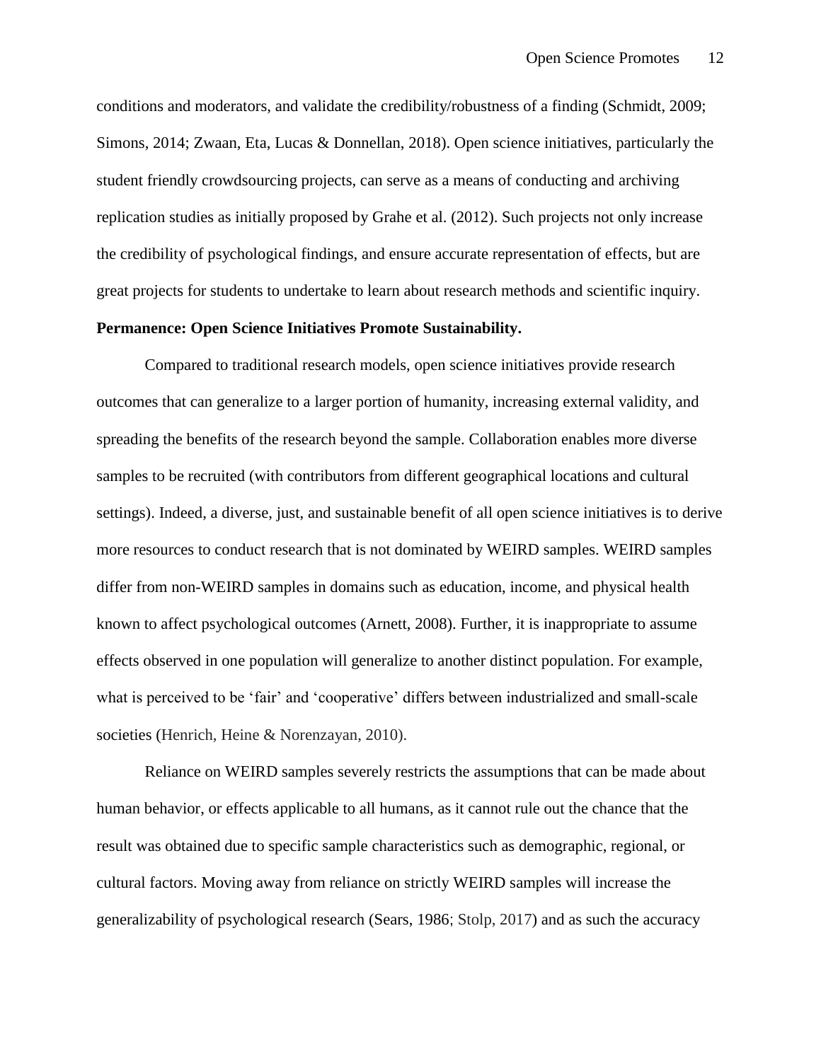conditions and moderators, and validate the credibility/robustness of a finding (Schmidt, 2009; Simons, 2014; Zwaan, Eta, Lucas & Donnellan, 2018). Open science initiatives, particularly the student friendly crowdsourcing projects, can serve as a means of conducting and archiving replication studies as initially proposed by Grahe et al. (2012). Such projects not only increase the credibility of psychological findings, and ensure accurate representation of effects, but are great projects for students to undertake to learn about research methods and scientific inquiry.

**Permanence: Open Science Initiatives Promote Sustainability.**

Compared to traditional research models, open science initiatives provide research outcomes that can generalize to a larger portion of humanity, increasing external validity, and spreading the benefits of the research beyond the sample. Collaboration enables more diverse samples to be recruited (with contributors from different geographical locations and cultural settings). Indeed, a diverse, just, and sustainable benefit of all open science initiatives is to derive more resources to conduct research that is not dominated by WEIRD samples. WEIRD samples differ from non-WEIRD samples in domains such as education, income, and physical health known to affect psychological outcomes (Arnett, 2008). Further, it is inappropriate to assume effects observed in one population will generalize to another distinct population. For example, what is perceived to be 'fair' and 'cooperative' differs between industrialized and small-scale societies (Henrich, Heine & Norenzayan, 2010).

Reliance on WEIRD samples severely restricts the assumptions that can be made about human behavior, or effects applicable to all humans, as it cannot rule out the chance that the result was obtained due to specific sample characteristics such as demographic, regional, or cultural factors. Moving away from reliance on strictly WEIRD samples will increase the generalizability of psychological research (Sears, 1986; Stolp, 2017) and as such the accuracy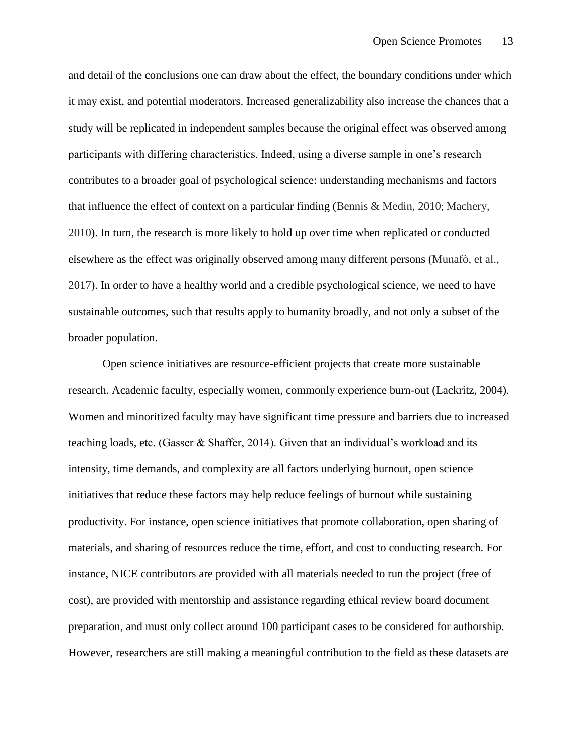and detail of the conclusions one can draw about the effect, the boundary conditions under which it may exist, and potential moderators. Increased generalizability also increase the chances that a study will be replicated in independent samples because the original effect was observed among participants with differing characteristics. Indeed, using a diverse sample in one's research contributes to a broader goal of psychological science: understanding mechanisms and factors that influence the effect of context on a particular finding (Bennis & Medin, 2010; Machery, 2010). In turn, the research is more likely to hold up over time when replicated or conducted elsewhere as the effect was originally observed among many different persons (Munafò, et al., 2017). In order to have a healthy world and a credible psychological science, we need to have sustainable outcomes, such that results apply to humanity broadly, and not only a subset of the broader population.

Open science initiatives are resource-efficient projects that create more sustainable research. Academic faculty, especially women, commonly experience burn-out (Lackritz, 2004). Women and minoritized faculty may have significant time pressure and barriers due to increased teaching loads, etc. (Gasser & Shaffer, 2014). Given that an individual's workload and its intensity, time demands, and complexity are all factors underlying burnout, open science initiatives that reduce these factors may help reduce feelings of burnout while sustaining productivity. For instance, open science initiatives that promote collaboration, open sharing of materials, and sharing of resources reduce the time, effort, and cost to conducting research. For instance, NICE contributors are provided with all materials needed to run the project (free of cost), are provided with mentorship and assistance regarding ethical review board document preparation, and must only collect around 100 participant cases to be considered for authorship. However, researchers are still making a meaningful contribution to the field as these datasets are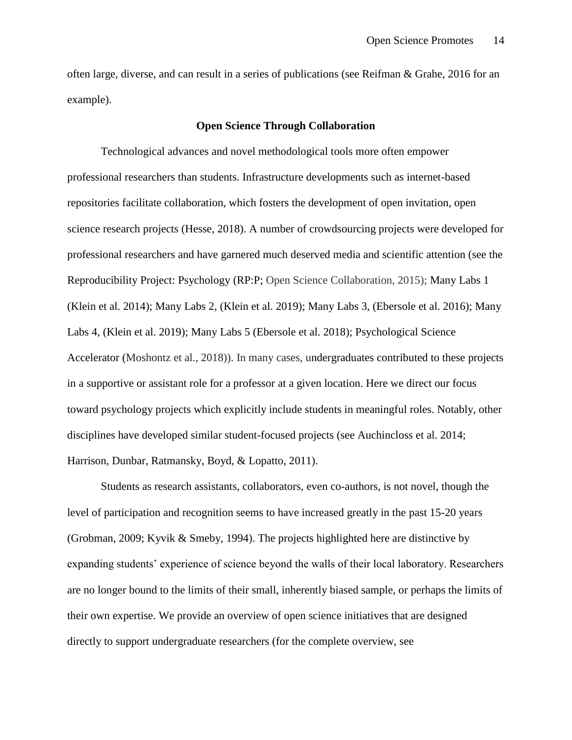often large, diverse, and can result in a series of publications (see Reifman & Grahe, 2016 for an example).

## Open Science Through Collaboration

Technological advances and novel methodological tools more often empower professional researchers than students. Infrastructure developments such as internet-based repositories facilitate collaboration, which fosters the development of open invitation, open science research projects (Hesse, 2018). A number of crowdsourcing projects were developed for professional researchers and have garnered much deserved media and scientific attention (see the Reproducibility Project: Psychology (RP:P; Open Science Collaboration, 2015); Many Labs 1 (Klein et al. 2014); Many Labs 2, (Klein et al. 2019); Many Labs 3, (Ebersole et al. 2016); Many Labs 4, (Klein et al. 2019); Many Labs 5 (Ebersole et al. 2018); Psychological Science Accelerator (Moshontz et al., 2018)). In many cases, undergraduates contributed to these projects in a supportive or assistant role for a professor at a given location. Here we direct our focus toward psychology projects which explicitly include students in meaningful roles. Notably, other disciplines have developed similar student-focused projects (see Auchincloss et al. 2014; Harrison, Dunbar, Ratmansky, Boyd, & Lopatto, 2011).

Students as research assistants, collaborators, even co-authors, is not novel, though the level of participation and recognition seems to have increased greatly in the past 15-20 years (Grobman, 2009; Kyvik & Smeby, 1994). The projects highlighted here are distinctive by expanding students' experience of science beyond the walls of their local laboratory. Researchers are no longer bound to the limits of their small, inherently biased sample, or perhaps the limits of their own expertise. We provide an overview of open science initiatives that are designed directly to support undergraduate researchers (for the complete overview, see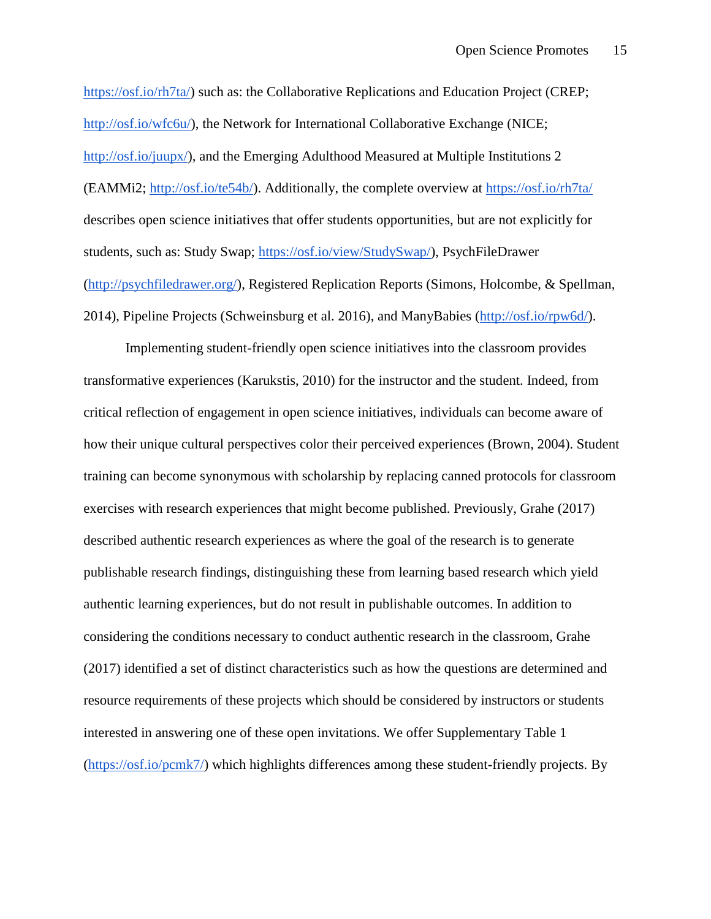https://osf.io/rh7ta/) such as: the Collaborative Replications and Education Project (CREP; http://osf.io/wfc6u/), the Network for International Collaborative Exchange (NICE; http://osf.io/juupx/), and the Emerging Adulthood Measured at Multiple Institutions 2 (EAMMi2; http://osf.io/te54b/). Additionally, the complete overview at https://osf.io/rh7ta/ describes open science initiatives that offer students opportunities, but are not explicitly for students, such as: Study Swap; https://osf.io/view/StudySwap/), PsychFileDrawer (http://psychfiledrawer.org/), Registered Replication Reports (Simons, Holcombe, & Spellman, 2014), Pipeline Projects (Schweinsburg et al. 2016), and ManyBabies (http://osf.io/rpw6d/).

Implementing student-friendly open science initiatives into the classroom provides transformative experiences (Karukstis, 2010) for the instructor and the student. Indeed, from critical reflection of engagement in open science initiatives, individuals can become aware of how their unique cultural perspectives color their perceived experiences (Brown, 2004). Student training can become synonymous with scholarship by replacing canned protocols for classroom exercises with research experiences that might become published. Previously, Grahe (2017) described authentic research experiences as where the goal of the research is to generate publishable research findings, distinguishing these from learning based research which yield authentic learning experiences, but do not result in publishable outcomes. In addition to considering the conditions necessary to conduct authentic research in the classroom, Grahe (2017) identified a set of distinct characteristics such as how the questions are determined and resource requirements of these projects which should be considered by instructors or students interested in answering one of these open invitations. We offer Supplementary Table 1 (https://osf.io/pcmk7/) which highlights differences among these student-friendly projects. By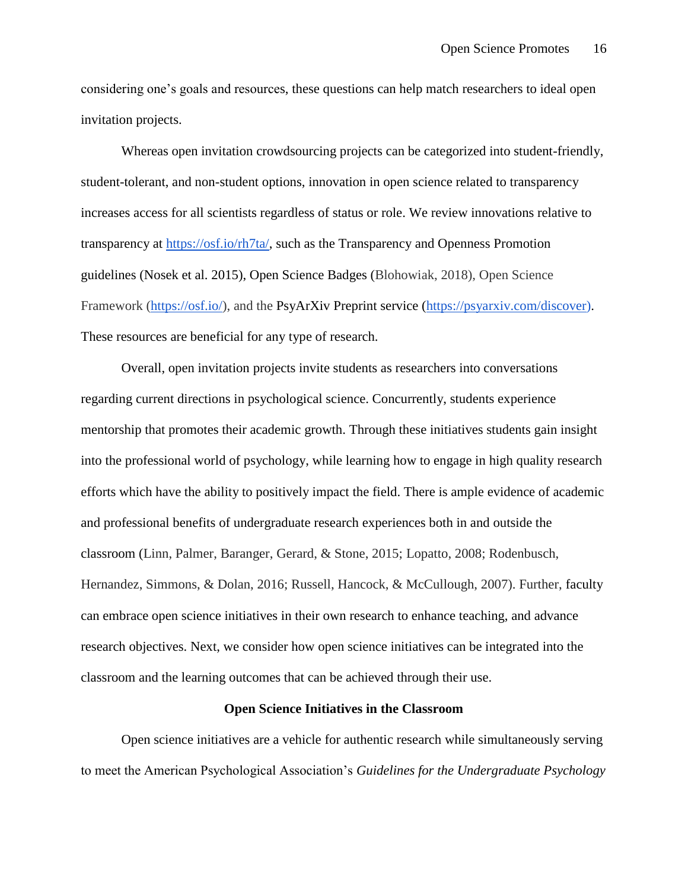considering one's goals and resources, these questions can help match researchers to ideal open invitation projects.

Whereas open invitation crowdsourcing projects can be categorized into student-friendly, student-tolerant, and non-student options, innovation in open science related to transparency increases access for all scientists regardless of status or role. We review innovations relative to transparency at https://osf.io/rh7ta/, such as the Transparency and Openness Promotion guidelines (Nosek et al. 2015), Open Science Badges (Blohowiak, 2018), Open Science Framework (https://osf.io/), and the PsyArXiv Preprint service (https://psyarxiv.com/discover). These resources are beneficial for any type of research.

Overall, open invitation projects invite students as researchers into conversations regarding current directions in psychological science. Concurrently, students experience mentorship that promotes their academic growth. Through these initiatives students gain insight into the professional world of psychology, while learning how to engage in high quality research efforts which have the ability to positively impact the field. There is ample evidence of academic and professional benefits of undergraduate research experiences both in and outside the classroom (Linn, Palmer, Baranger, Gerard, & Stone, 2015; Lopatto, 2008; Rodenbusch, Hernandez, Simmons, & Dolan, 2016; Russell, Hancock, & McCullough, 2007). Further, faculty can embrace open science initiatives in their own research to enhance teaching, and advance research objectives. Next, we consider how open science initiatives can be integrated into the classroom and the learning outcomes that can be achieved through their use.

## Open Science Initiatives in the Classroom

Open science initiatives are a vehicle for authentic research while simultaneously serving to meet the American Psychological Association's *Guidelines for the Undergraduate Psychology*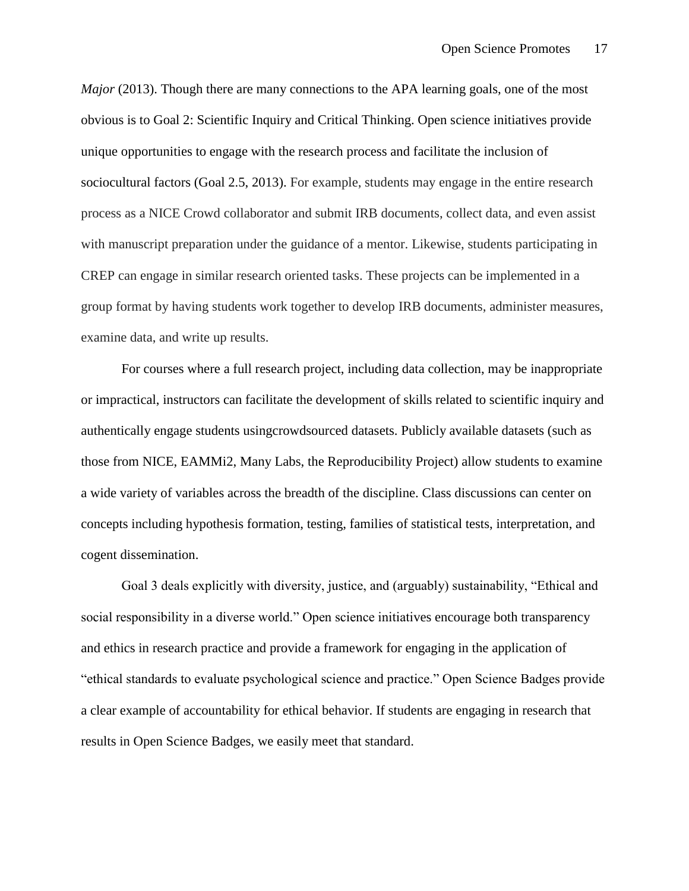*Major* (2013). Though there are many connections to the APA learning goals, one of the most obvious is to Goal 2: Scientific Inquiry and Critical Thinking. Open science initiatives provide unique opportunities to engage with the research process and facilitate the inclusion of sociocultural factors (Goal 2.5, 2013). For example, students may engage in the entire research process as a NICE Crowd collaborator and submit IRB documents, collect data, and even assist with manuscript preparation under the guidance of a mentor. Likewise, students participating in CREP can engage in similar research oriented tasks. These projects can be implemented in a group format by having students work together to develop IRB documents, administer measures, examine data, and write up results.

For courses where a full research project, including data collection, may be inappropriate or impractical, instructors can facilitate the development of skills related to scientific inquiry and authentically engage students usingcrowdsourced datasets. Publicly available datasets (such as those from NICE, EAMMi2, Many Labs, the Reproducibility Project) allow students to examine a wide variety of variables across the breadth of the discipline. Class discussions can center on concepts including hypothesis formation, testing, families of statistical tests, interpretation, and cogent dissemination.

Goal 3 deals explicitly with diversity, justice, and (arguably) sustainability, "Ethical and social responsibility in a diverse world." Open science initiatives encourage both transparency and ethics in research practice and provide a framework for engaging in the application of "ethical standards to evaluate psychological science and practice." Open Science Badges provide a clear example of accountability for ethical behavior. If students are engaging in research that results in Open Science Badges, we easily meet that standard.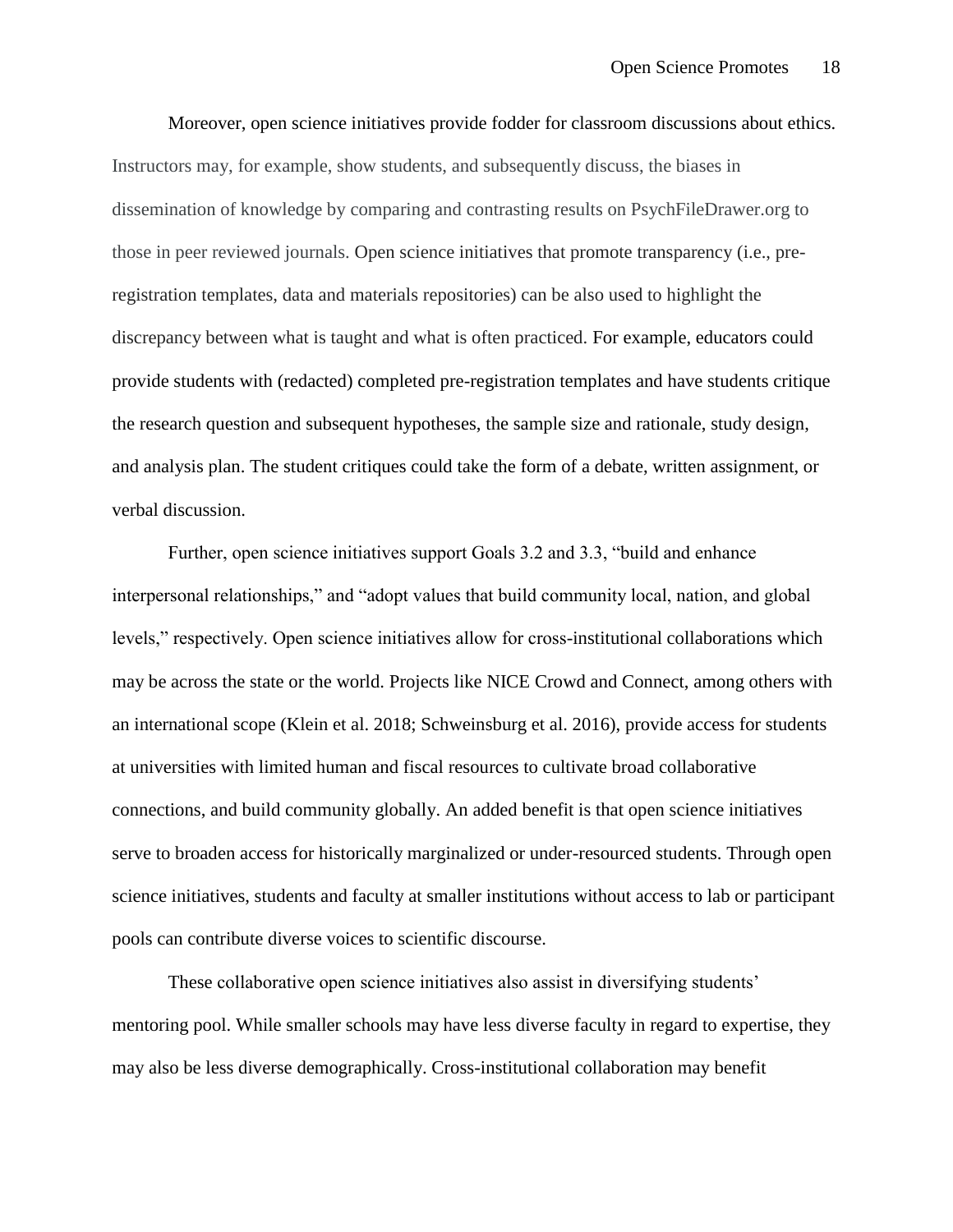Moreover, open science initiatives provide fodder for classroom discussions about ethics. Instructors may, for example, show students, and subsequently discuss, the biases in dissemination of knowledge by comparing and contrasting results on PsychFileDrawer.org to those in peer reviewed journals. Open science initiatives that promote transparency (i.e., pre-registration templates, data and materials repositories) can be also used to highlight the discrepancy between what is taught and what is often practiced. For example, educators could provide students with (redacted) completed pre-registration templates and have students critique the research question and subsequent hypotheses, the sample size and rationale, study design, and analysis plan. The student critiques could take the form of a debate, written assignment, or verbal discussion.

Further, open science initiatives support Goals 3.2 and 3.3, "build and enhance interpersonal relationships," and "adopt values that build community local, nation, and global levels," respectively. Open science initiatives allow for cross-institutional collaborations which may be across the state or the world. Projects like NICE Crowd and Connect, among others with an international scope (Klein et al. 2018; Schweinsburg et al. 2016), provide access for students at universities with limited human and fiscal resources to cultivate broad collaborative connections, and build community globally. An added benefit is that open science initiatives serve to broaden access for historically marginalized or under-resourced students. Through open science initiatives, students and faculty at smaller institutions without access to lab or participant pools can contribute diverse voices to scientific discourse.

These collaborative open science initiatives also assist in diversifying students' mentoring pool. While smaller schools may have less diverse faculty in regard to expertise, they may also be less diverse demographically. Cross-institutional collaboration may benefit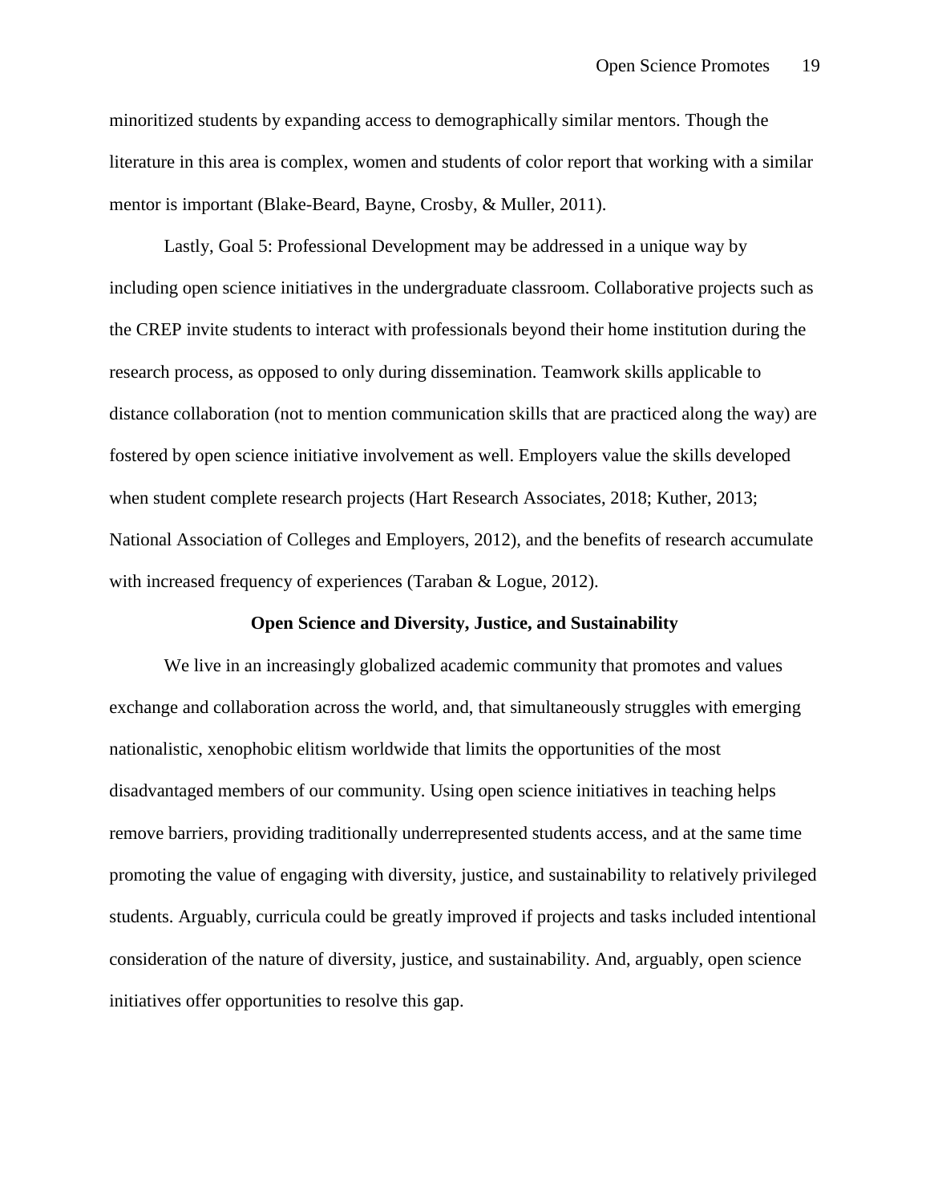minoritized students by expanding access to demographically similar mentors. Though the literature in this area is complex, women and students of color report that working with a similar mentor is important (Blake-Beard, Bayne, Crosby, & Muller, 2011).

Lastly, Goal 5: Professional Development may be addressed in a unique way by including open science initiatives in the undergraduate classroom. Collaborative projects such as the CREP invite students to interact with professionals beyond their home institution during the research process, as opposed to only during dissemination. Teamwork skills applicable to distance collaboration (not to mention communication skills that are practiced along the way) are fostered by open science initiative involvement as well. Employers value the skills developed when student complete research projects (Hart Research Associates, 2018; Kuther, 2013; National Association of Colleges and Employers, 2012), and the benefits of research accumulate with increased frequency of experiences (Taraban & Logue, 2012).

## Open Science and Diversity, Justice, and Sustainability

We live in an increasingly globalized academic community that promotes and values exchange and collaboration across the world, and, that simultaneously struggles with emerging nationalistic, xenophobic elitism worldwide that limits the opportunities of the most disadvantaged members of our community. Using open science initiatives in teaching helps remove barriers, providing traditionally underrepresented students access, and at the same time promoting the value of engaging with diversity, justice, and sustainability to relatively privileged students. Arguably, curricula could be greatly improved if projects and tasks included intentional consideration of the nature of diversity, justice, and sustainability. And, arguably, open science initiatives offer opportunities to resolve this gap.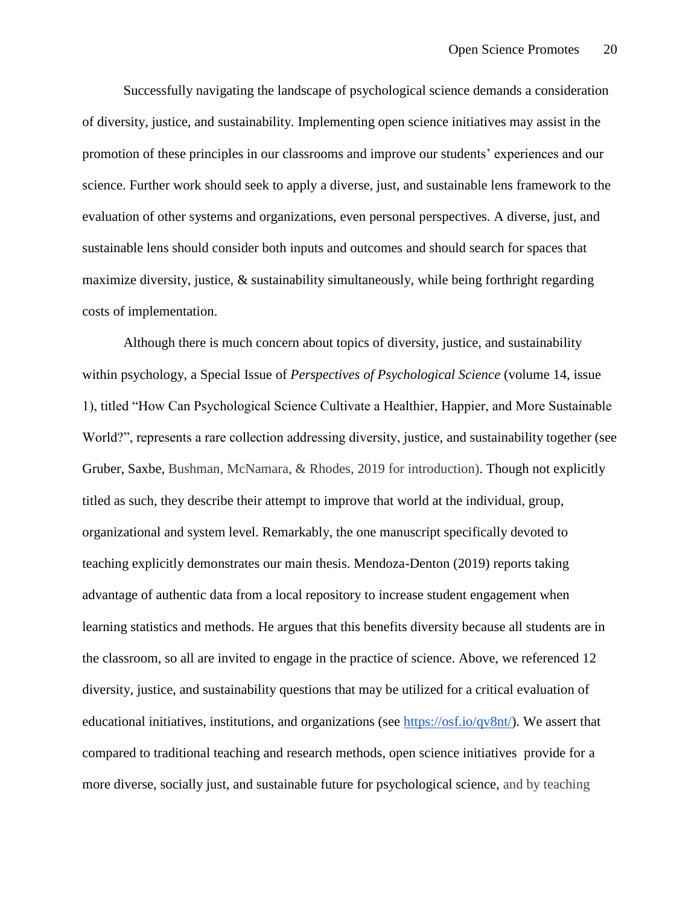Successfully navigating the landscape of psychological science demands a consideration of diversity, justice, and sustainability. Implementing open science initiatives may assist in the promotion of these principles in our classrooms and improve our students' experiences and our science. Further work should seek to apply a diverse, just, and sustainable lens framework to the evaluation of other systems and organizations, even personal perspectives. A diverse, just, and sustainable lens should consider both inputs and outcomes and should search for spaces that maximize diversity, justice, & sustainability simultaneously, while being forthright regarding costs of implementation.

Although there is much concern about topics of diversity, justice, and sustainability within psychology, a Special Issue of *Perspectives of Psychological Science* (volume 14, issue 1), titled "How Can Psychological Science Cultivate a Healthier, Happier, and More Sustainable World?", represents a rare collection addressing diversity, justice, and sustainability together (see Gruber, Saxbe, Bushman, McNamara, & Rhodes, 2019 for introduction). Though not explicitly titled as such, they describe their attempt to improve that world at the individual, group, organizational and system level. Remarkably, the one manuscript specifically devoted to teaching explicitly demonstrates our main thesis. Mendoza-Denton (2019) reports taking advantage of authentic data from a local repository to increase student engagement when learning statistics and methods. He argues that this benefits diversity because all students are in the classroom, so all are invited to engage in the practice of science. Above, we referenced 12 diversity, justice, and sustainability questions that may be utilized for a critical evaluation of educational initiatives, institutions, and organizations (see https://osf.io/qv8nt/). We assert that compared to traditional teaching and research methods, open science initiatives provide for a more diverse, socially just, and sustainable future for psychological science, and by teaching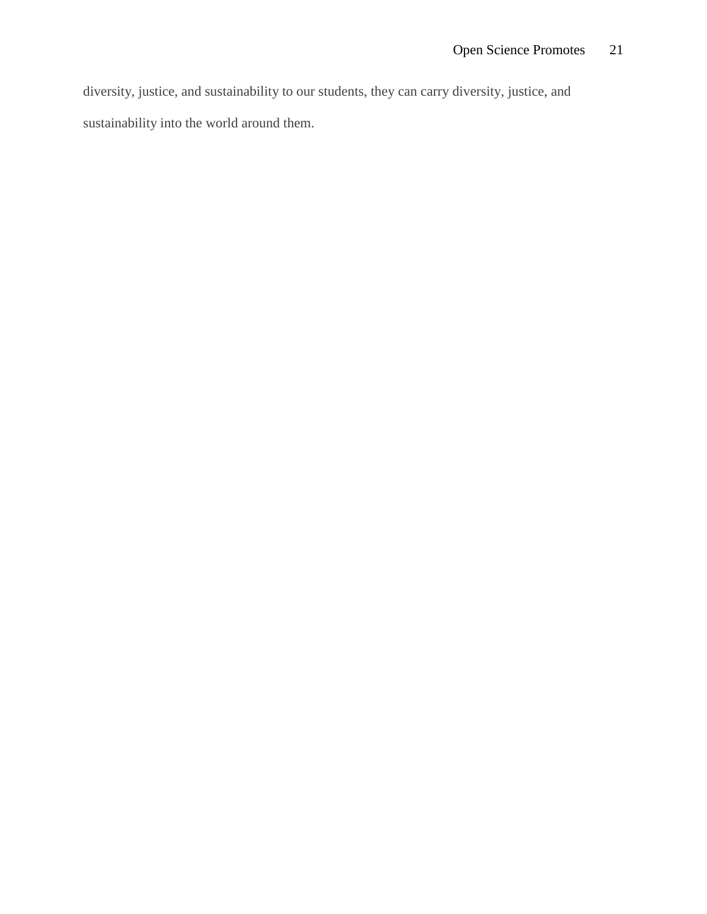diversity, justice, and sustainability to our students, they can carry diversity, justice, and sustainability into the world around them.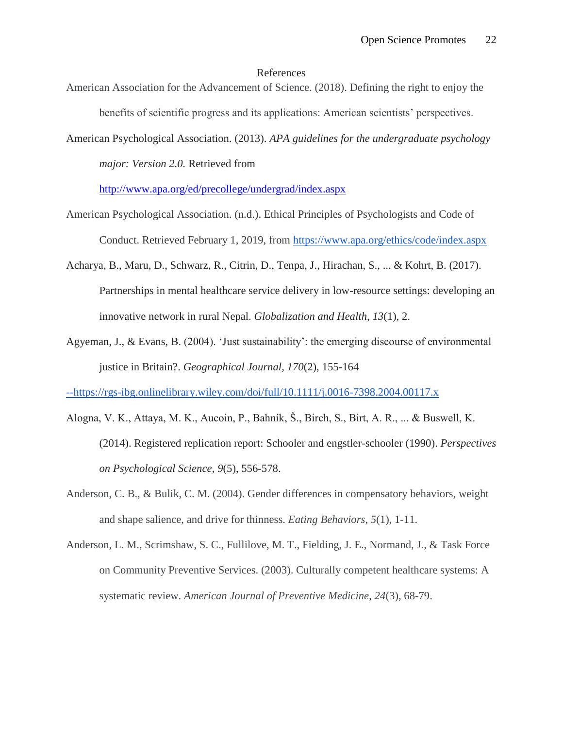# References

American Association for the Advancement of Science. (2018). Defining the right to enjoy the benefits of scientific progress and its applications: American scientists' perspectives.

American Psychological Association. (2013). *APA guidelines for the undergraduate psychology major: Version 2.0.* Retrieved from http://www.apa.org/ed/precollege/undergrad/index.aspx

American Psychological Association. (n.d.). Ethical Principles of Psychologists and Code of Conduct. Retrieved February 1, 2019, from https://www.apa.org/ethics/code/index.aspx

Acharya, B., Maru, D., Schwarz, R., Citrin, D., Tenpa, J., Hirachan, S., ... & Kohrt, B. (2017). Partnerships in mental healthcare service delivery in low-resource settings: developing an innovative network in rural Nepal. *Globalization and Health*, *13*(1), 2.

Agyeman, J., & Evans, B. (2004). 'Just sustainability': the emerging discourse of environmental justice in Britain?. *Geographical Journal*, *170*(2), 155-164 --https://rgs-ibg.onlinelibrary.wiley.com/doi/full/10.1111/j.0016-7398.2004.00117.x

Alogna, V. K., Attaya, M. K., Aucoin, P., Bahník, Š., Birch, S., Birt, A. R., ... & Buswell, K. (2014). Registered replication report: Schooler and engstler-schooler (1990). *Perspectives on Psychological Science*, *9*(5), 556-578.

Anderson, C. B., & Bulik, C. M. (2004). Gender differences in compensatory behaviors, weight and shape salience, and drive for thinness. *Eating Behaviors*, *5*(1), 1-11.

Anderson, L. M., Scrimshaw, S. C., Fullilove, M. T., Fielding, J. E., Normand, J., & Task Force on Community Preventive Services. (2003). Culturally competent healthcare systems: A systematic review. *American Journal of Preventive Medicine*, *24*(3), 68-79.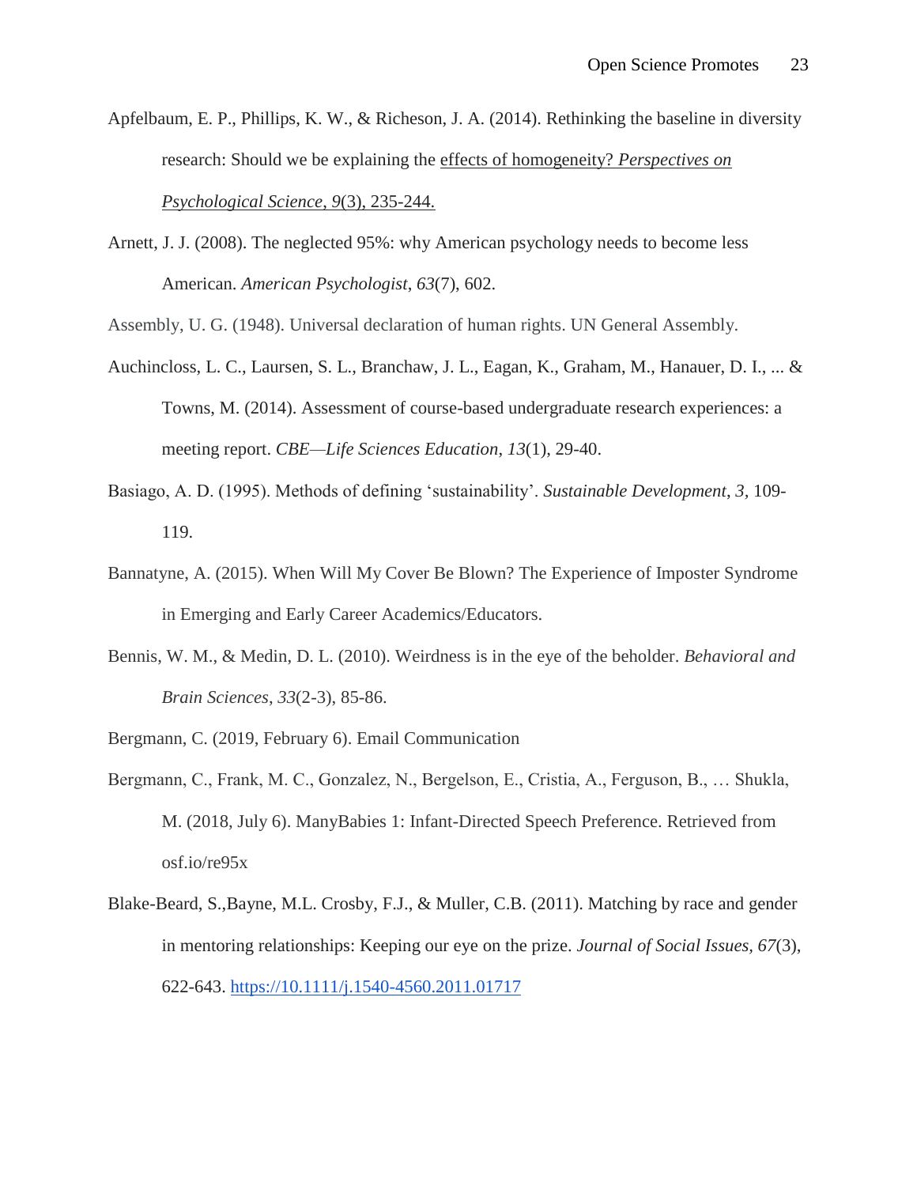Apfelbaum, E. P., Phillips, K. W., & Richeson, J. A. (2014). Rethinking the baseline in diversity research: Should we be explaining the effects of homogeneity? *Perspectives on Psychological Science*, *9*(3), 235-244.

Arnett, J. J. (2008). The neglected 95%: why American psychology needs to become less American. *American Psychologist*, *63*(7), 602.

Assembly, U. G. (1948). Universal declaration of human rights. UN General Assembly.

Auchincloss, L. C., Laursen, S. L., Branchaw, J. L., Eagan, K., Graham, M., Hanauer, D. I., ... & Towns, M. (2014). Assessment of course-based undergraduate research experiences: a meeting report. *CBE—Life Sciences Education*, *13*(1), 29-40.

Basiago, A. D. (1995). Methods of defining 'sustainability'. *Sustainable Development*, *3*, 109-119.

Bannatyne, A. (2015). When Will My Cover Be Blown? The Experience of Imposter Syndrome in Emerging and Early Career Academics/Educators.

Bennis, W. M., & Medin, D. L. (2010). Weirdness is in the eye of the beholder. *Behavioral and Brain Sciences*, *33*(2-3), 85-86.

Bergmann, C. (2019, February 6). Email Communication

Bergmann, C., Frank, M. C., Gonzalez, N., Bergelson, E., Cristia, A., Ferguson, B., … Shukla, M. (2018, July 6). ManyBabies 1: Infant-Directed Speech Preference. Retrieved from osf.io/re95x

Blake-Beard, S.,Bayne, M.L. Crosby, F.J., & Muller, C.B. (2011). Matching by race and gender in mentoring relationships: Keeping our eye on the prize. *Journal of Social Issues*, *67*(3), 622-643. https://10.1111/j.1540-4560.2011.01717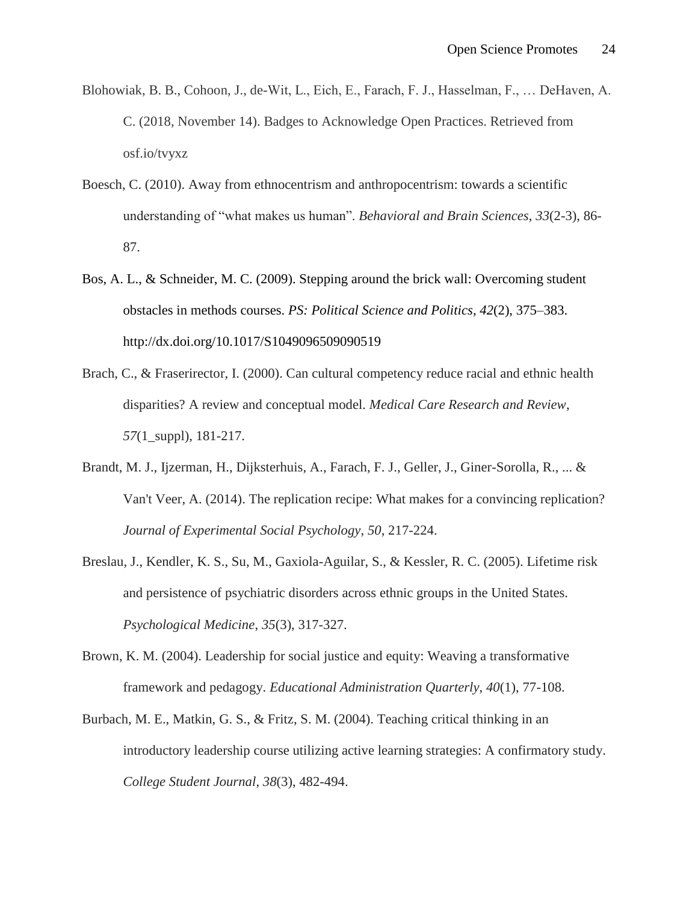Blohowiak, B. B., Cohoon, J., de-Wit, L., Eich, E., Farach, F. J., Hasselman, F., … DeHaven, A. C. (2018, November 14). Badges to Acknowledge Open Practices. Retrieved from osf.io/tvyxz

Boesch, C. (2010). Away from ethnocentrism and anthropocentrism: towards a scientific understanding of "what makes us human". *Behavioral and Brain Sciences*, *33*(2-3), 86-87.

Bos, A. L., & Schneider, M. C. (2009). Stepping around the brick wall: Overcoming student obstacles in methods courses. *PS: Political Science and Politics*, *42*(2), 375–383. http://dx.doi.org/10.1017/S1049096509090519

Brach, C., & Fraserirector, I. (2000). Can cultural competency reduce racial and ethnic health disparities? A review and conceptual model. *Medical Care Research and Review*, *57*(1_suppl), 181-217.

Brandt, M. J., Ijzerman, H., Dijksterhuis, A., Farach, F. J., Geller, J., Giner-Sorolla, R., ... & Van't Veer, A. (2014). The replication recipe: What makes for a convincing replication? *Journal of Experimental Social Psychology*, *50*, 217-224.

Breslau, J., Kendler, K. S., Su, M., Gaxiola-Aguilar, S., & Kessler, R. C. (2005). Lifetime risk and persistence of psychiatric disorders across ethnic groups in the United States. *Psychological Medicine*, *35*(3), 317-327.

Brown, K. M. (2004). Leadership for social justice and equity: Weaving a transformative framework and pedagogy. *Educational Administration Quarterly*, *40*(1), 77-108.

Burbach, M. E., Matkin, G. S., & Fritz, S. M. (2004). Teaching critical thinking in an introductory leadership course utilizing active learning strategies: A confirmatory study. *College Student Journal*, *38*(3), 482-494.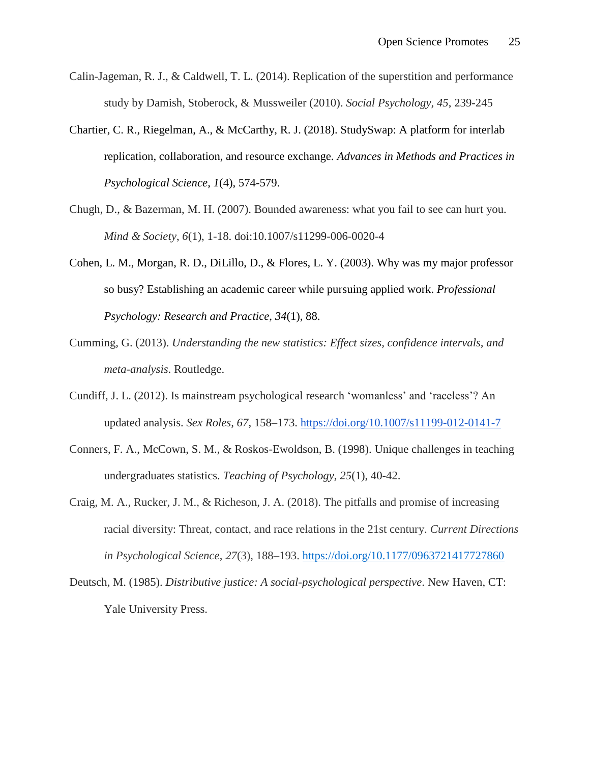Calin-Jageman, R. J., & Caldwell, T. L. (2014). Replication of the superstition and performance study by Damish, Stoberock, & Mussweiler (2010). *Social Psychology*, *45*, 239-245

Chartier, C. R., Riegelman, A., & McCarthy, R. J. (2018). StudySwap: A platform for interlab replication, collaboration, and resource exchange. *Advances in Methods and Practices in Psychological Science*, *1*(4), 574-579.

Chugh, D., & Bazerman, M. H. (2007). Bounded awareness: what you fail to see can hurt you. *Mind & Society*, *6*(1), 1-18. doi:10.1007/s11299-006-0020-4

Cohen, L. M., Morgan, R. D., DiLillo, D., & Flores, L. Y. (2003). Why was my major professor so busy? Establishing an academic career while pursuing applied work. *Professional Psychology: Research and Practice*, *34*(1), 88.

Cumming, G. (2013). *Understanding the new statistics: Effect sizes, confidence intervals, and meta-analysis*. Routledge.

Cundiff, J. L. (2012). Is mainstream psychological research 'womanless' and 'raceless'? An updated analysis. *Sex Roles*, *67*, 158–173. https://doi.org/10.1007/s11199-012-0141-7

Conners, F. A., McCown, S. M., & Roskos-Ewoldson, B. (1998). Unique challenges in teaching undergraduates statistics. *Teaching of Psychology*, *25*(1), 40-42.

Craig, M. A., Rucker, J. M., & Richeson, J. A. (2018). The pitfalls and promise of increasing racial diversity: Threat, contact, and race relations in the 21st century. *Current Directions in Psychological Science*, *27*(3), 188–193. https://doi.org/10.1177/0963721417727860

Deutsch, M. (1985). *Distributive justice: A social-psychological perspective*. New Haven, CT: Yale University Press.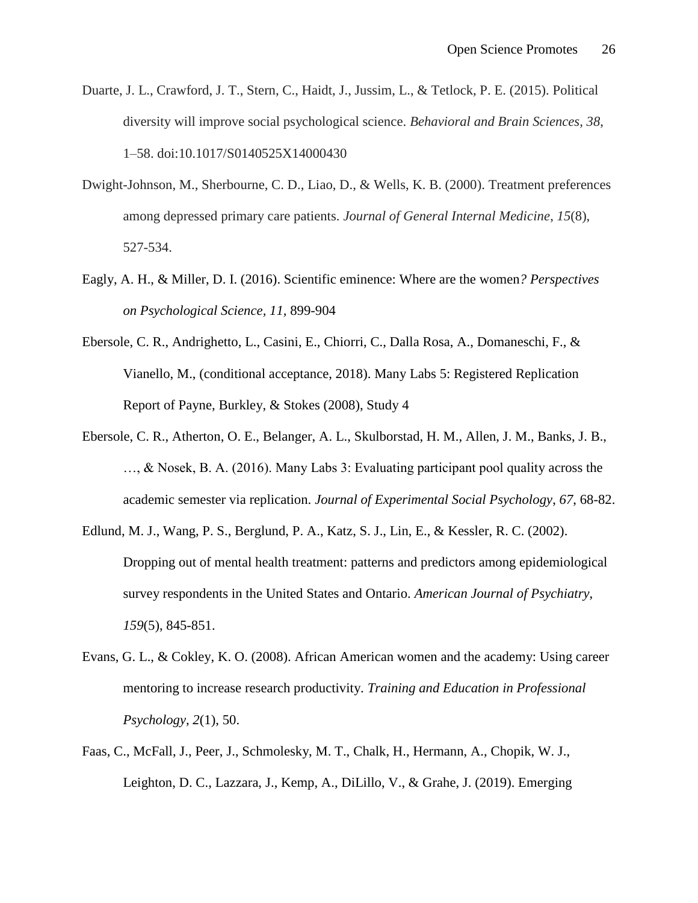Duarte, J. L., Crawford, J. T., Stern, C., Haidt, J., Jussim, L., & Tetlock, P. E. (2015). Political diversity will improve social psychological science. *Behavioral and Brain Sciences*, *38*, 1–58. doi:10.1017/S0140525X14000430

Dwight-Johnson, M., Sherbourne, C. D., Liao, D., & Wells, K. B. (2000). Treatment preferences among depressed primary care patients. *Journal of General Internal Medicine*, *15*(8), 527-534.

Eagly, A. H., & Miller, D. I. (2016). Scientific eminence: Where are the women*? Perspectives on Psychological Science, 11,* 899-904

Ebersole, C. R., Andrighetto, L., Casini, E., Chiorri, C., Dalla Rosa, A., Domaneschi, F., & Vianello, M., (conditional acceptance, 2018). Many Labs 5: Registered Replication Report of Payne, Burkley, & Stokes (2008), Study 4

Ebersole, C. R., Atherton, O. E., Belanger, A. L., Skulborstad, H. M., Allen, J. M., Banks, J. B., …, & Nosek, B. A. (2016). Many Labs 3: Evaluating participant pool quality across the academic semester via replication. *Journal of Experimental Social Psychology*, *67*, 68-82.

Edlund, M. J., Wang, P. S., Berglund, P. A., Katz, S. J., Lin, E., & Kessler, R. C. (2002). Dropping out of mental health treatment: patterns and predictors among epidemiological survey respondents in the United States and Ontario. *American Journal of Psychiatry*, *159*(5), 845-851.

Evans, G. L., & Cokley, K. O. (2008). African American women and the academy: Using career mentoring to increase research productivity. *Training and Education in Professional Psychology*, *2*(1), 50.

Faas, C., McFall, J., Peer, J., Schmolesky, M. T., Chalk, H., Hermann, A., Chopik, W. J., Leighton, D. C., Lazzara, J., Kemp, A., DiLillo, V., & Grahe, J. (2019). Emerging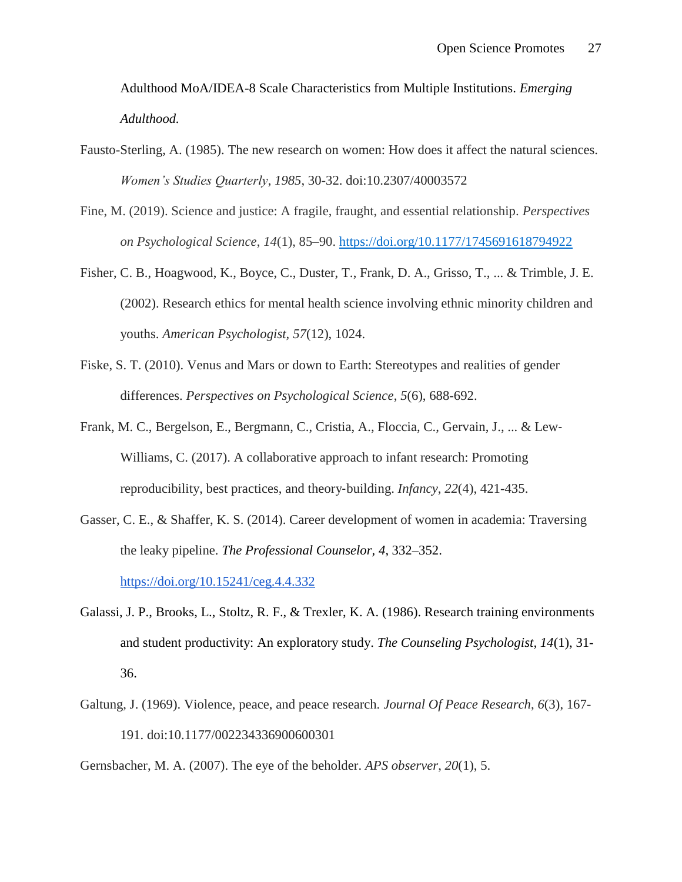Adulthood MoA/IDEA-8 Scale Characteristics from Multiple Institutions. *Emerging Adulthood.*

Fausto-Sterling, A. (1985). The new research on women: How does it affect the natural sciences. *Women's Studies Quarterly*, *1985*, 30-32. doi:10.2307/40003572

Fine, M. (2019). Science and justice: A fragile, fraught, and essential relationship. *Perspectives on Psychological Science*, *14*(1), 85–90. https://doi.org/10.1177/1745691618794922

Fisher, C. B., Hoagwood, K., Boyce, C., Duster, T., Frank, D. A., Grisso, T., ... & Trimble, J. E. (2002). Research ethics for mental health science involving ethnic minority children and youths. *American Psychologist*, *57*(12), 1024.

Fiske, S. T. (2010). Venus and Mars or down to Earth: Stereotypes and realities of gender differences. *Perspectives on Psychological Science*, *5*(6), 688-692.

Frank, M. C., Bergelson, E., Bergmann, C., Cristia, A., Floccia, C., Gervain, J., ... & Lew-Williams, C. (2017). A collaborative approach to infant research: Promoting reproducibility, best practices, and theory-building. *Infancy*, *22*(4), 421-435.

Gasser, C. E., & Shaffer, K. S. (2014). Career development of women in academia: Traversing the leaky pipeline. *The Professional Counselor, 4*, 332–352. https://doi.org/10.15241/ceg.4.4.332

Galassi, J. P., Brooks, L., Stoltz, R. F., & Trexler, K. A. (1986). Research training environments and student productivity: An exploratory study. *The Counseling Psychologist, 14*(1), 31-36.

Galtung, J. (1969). Violence, peace, and peace research. *Journal Of Peace Research*, *6*(3), 167-191. doi:10.1177/002234336900600301

Gernsbacher, M. A. (2007). The eye of the beholder. *APS observer*, *20*(1), 5.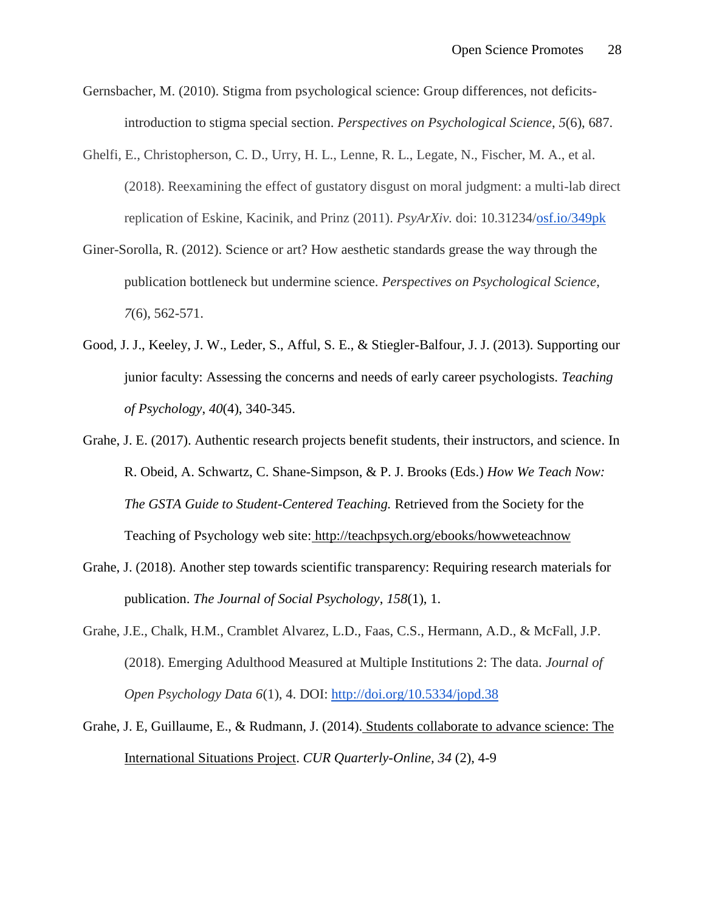Gernsbacher, M. (2010). Stigma from psychological science: Group differences, not deficits-introduction to stigma special section. *Perspectives on Psychological Science*, *5*(6), 687.

Ghelfi, E., Christopherson, C. D., Urry, H. L., Lenne, R. L., Legate, N., Fischer, M. A., et al. (2018). Reexamining the effect of gustatory disgust on moral judgment: a multi-lab direct replication of Eskine, Kacinik, and Prinz (2011). *PsyArXiv.* doi: 10.31234/osf.io/349pk

Giner-Sorolla, R. (2012). Science or art? How aesthetic standards grease the way through the publication bottleneck but undermine science. *Perspectives on Psychological Science*, *7*(6), 562-571.

Good, J. J., Keeley, J. W., Leder, S., Afful, S. E., & Stiegler-Balfour, J. J. (2013). Supporting our junior faculty: Assessing the concerns and needs of early career psychologists. *Teaching of Psychology*, *40*(4), 340-345.

Grahe, J. E. (2017). Authentic research projects benefit students, their instructors, and science. In R. Obeid, A. Schwartz, C. Shane-Simpson, & P. J. Brooks (Eds.) *How We Teach Now: The GSTA Guide to Student-Centered Teaching.* Retrieved from the Society for the Teaching of Psychology web site: http://teachpsych.org/ebooks/howweteachnow

Grahe, J. (2018). Another step towards scientific transparency: Requiring research materials for publication. *The Journal of Social Psychology*, *158*(1), 1.

Grahe, J.E., Chalk, H.M., Cramblet Alvarez, L.D., Faas, C.S., Hermann, A.D., & McFall, J.P. (2018). Emerging Adulthood Measured at Multiple Institutions 2: The data. *Journal of Open Psychology Data 6*(1), 4. DOI: http://doi.org/10.5334/jopd.38

Grahe, J. E, Guillaume, E., & Rudmann, J. (2014). Students collaborate to advance science: The International Situations Project. *CUR Quarterly-Online, 34* (2), 4-9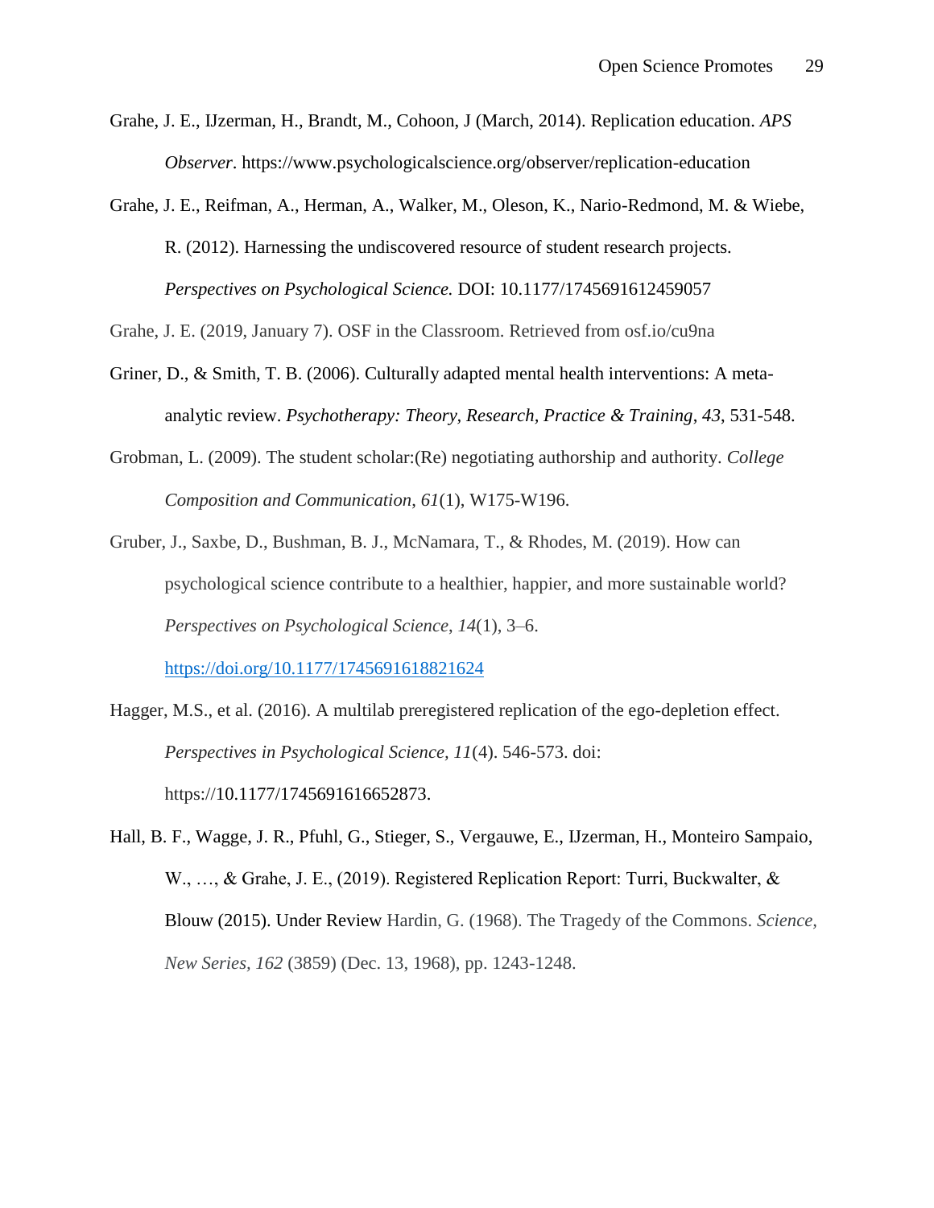Grahe, J. E., IJzerman, H., Brandt, M., Cohoon, J (March, 2014). Replication education. *APS Observer*. https://www.psychologicalscience.org/observer/replication-education

Grahe, J. E., Reifman, A., Herman, A., Walker, M., Oleson, K., Nario-Redmond, M. & Wiebe, R. (2012). Harnessing the undiscovered resource of student research projects. *Perspectives on Psychological Science.* DOI: 10.1177/1745691612459057

Grahe, J. E. (2019, January 7). OSF in the Classroom. Retrieved from osf.io/cu9na

Griner, D., & Smith, T. B. (2006). Culturally adapted mental health interventions: A meta-analytic review. *Psychotherapy: Theory, Research, Practice & Training*, *43*, 531-548.

Grobman, L. (2009). The student scholar:(Re) negotiating authorship and authority. *College Composition and Communication*, *61*(1), W175-W196.

Gruber, J., Saxbe, D., Bushman, B. J., McNamara, T., & Rhodes, M. (2019). How can psychological science contribute to a healthier, happier, and more sustainable world? *Perspectives on Psychological Science*, *14*(1), 3–6. https://doi.org/10.1177/1745691618821624

Hagger, M.S., et al. (2016). A multilab preregistered replication of the ego-depletion effect. *Perspectives in Psychological Science, 11*(4). 546-573. doi: https://10.1177/1745691616652873.

Hall, B. F., Wagge, J. R., Pfuhl, G., Stieger, S., Vergauwe, E., IJzerman, H., Monteiro Sampaio, W., …, & Grahe, J. E., (2019). Registered Replication Report: Turri, Buckwalter, & Blouw (2015). Under Review Hardin, G. (1968). The Tragedy of the Commons. *Science, New Series*, *162* (3859) (Dec. 13, 1968), pp. 1243-1248.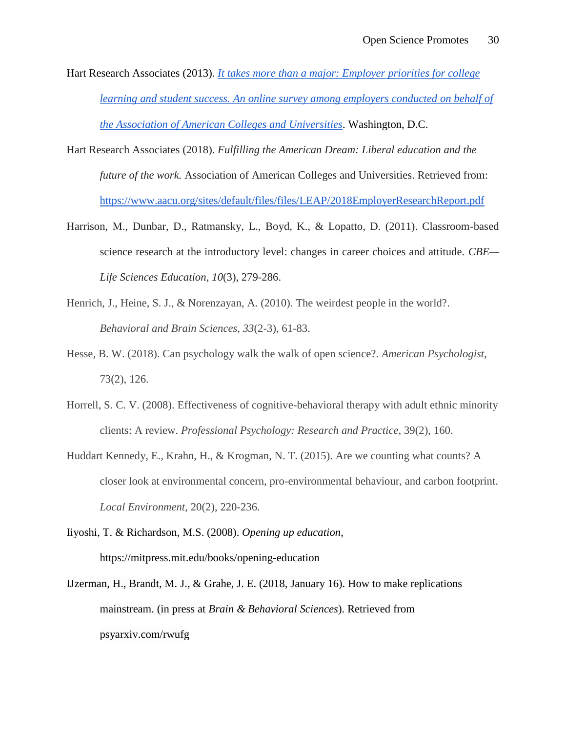Hart Research Associates (2013). *It takes more than a major: Employer priorities for college learning and student success. An online survey among employers conducted on behalf of the Association of American Colleges and Universities*. Washington, D.C.

Hart Research Associates (2018). *Fulfilling the American Dream: Liberal education and the future of the work.* Association of American Colleges and Universities. Retrieved from: https://www.aacu.org/sites/default/files/files/LEAP/2018EmployerResearchReport.pdf

Harrison, M., Dunbar, D., Ratmansky, L., Boyd, K., & Lopatto, D. (2011). Classroom-based science research at the introductory level: changes in career choices and attitude. *CBE—Life Sciences Education*, *10*(3), 279-286.

Henrich, J., Heine, S. J., & Norenzayan, A. (2010). The weirdest people in the world?. *Behavioral and Brain Sciences*, *33*(2-3), 61-83.

Hesse, B. W. (2018). Can psychology walk the walk of open science?. *American Psychologist*, 73(2), 126.

Horrell, S. C. V. (2008). Effectiveness of cognitive-behavioral therapy with adult ethnic minority clients: A review. *Professional Psychology: Research and Practice*, 39(2), 160.

Huddart Kennedy, E., Krahn, H., & Krogman, N. T. (2015). Are we counting what counts? A closer look at environmental concern, pro-environmental behaviour, and carbon footprint. *Local Environment*, 20(2), 220-236.

Iiyoshi, T. & Richardson, M.S. (2008). *Opening up education*, https://mitpress.mit.edu/books/opening-education

IJzerman, H., Brandt, M. J., & Grahe, J. E. (2018, January 16). How to make replications mainstream. (in press at *Brain & Behavioral Sciences*). Retrieved from psyarxiv.com/rwufg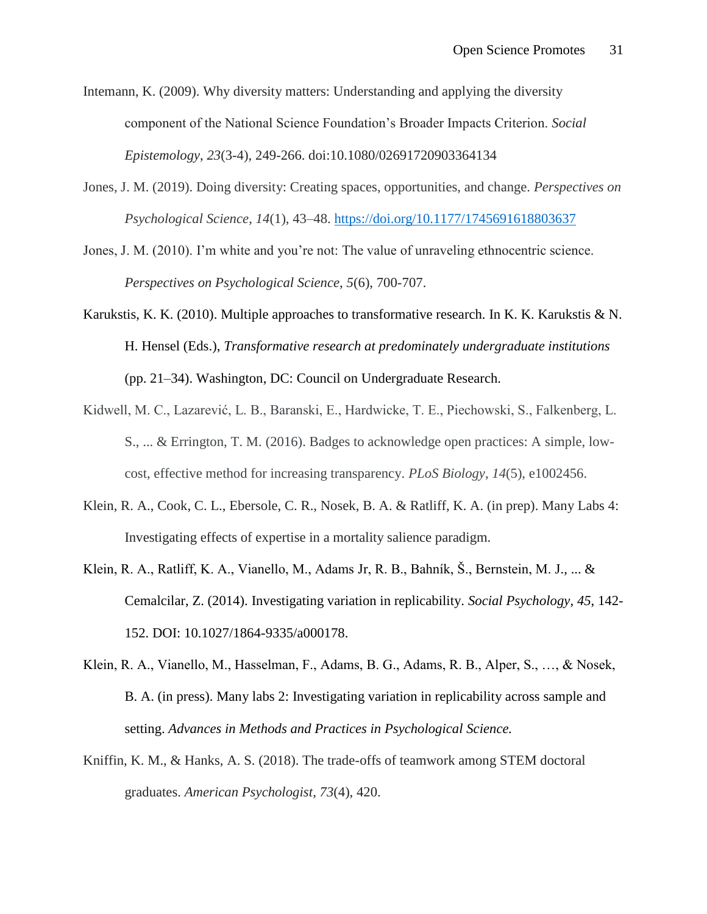Intemann, K. (2009). Why diversity matters: Understanding and applying the diversity component of the National Science Foundation's Broader Impacts Criterion. *Social Epistemology*, *23*(3-4), 249-266. doi:10.1080/02691720903364134

Jones, J. M. (2019). Doing diversity: Creating spaces, opportunities, and change. *Perspectives on Psychological Science*, *14*(1), 43–48. https://doi.org/10.1177/1745691618803637

Jones, J. M. (2010). I'm white and you're not: The value of unraveling ethnocentric science. *Perspectives on Psychological Science*, *5*(6), 700-707.

Karukstis, K. K. (2010). Multiple approaches to transformative research. In K. K. Karukstis & N. H. Hensel (Eds.), *Transformative research at predominately undergraduate institutions* (pp. 21–34). Washington, DC: Council on Undergraduate Research.

Kidwell, M. C., Lazarević, L. B., Baranski, E., Hardwicke, T. E., Piechowski, S., Falkenberg, L. S., ... & Errington, T. M. (2016). Badges to acknowledge open practices: A simple, low-cost, effective method for increasing transparency. *PLoS Biology*, *14*(5), e1002456.

Klein, R. A., Cook, C. L., Ebersole, C. R., Nosek, B. A. & Ratliff, K. A. (in prep). Many Labs 4: Investigating effects of expertise in a mortality salience paradigm.

Klein, R. A., Ratliff, K. A., Vianello, M., Adams Jr, R. B., Bahník, Š., Bernstein, M. J., ... & Cemalcilar, Z. (2014). Investigating variation in replicability. *Social Psychology*, *45*, 142-152. DOI: 10.1027/1864-9335/a000178.

Klein, R. A., Vianello, M., Hasselman, F., Adams, B. G., Adams, R. B., Alper, S., …, & Nosek, B. A. (in press). Many labs 2: Investigating variation in replicability across sample and setting. *Advances in Methods and Practices in Psychological Science.*

Kniffin, K. M., & Hanks, A. S. (2018). The trade-offs of teamwork among STEM doctoral graduates. *American Psychologist*, *73*(4), 420.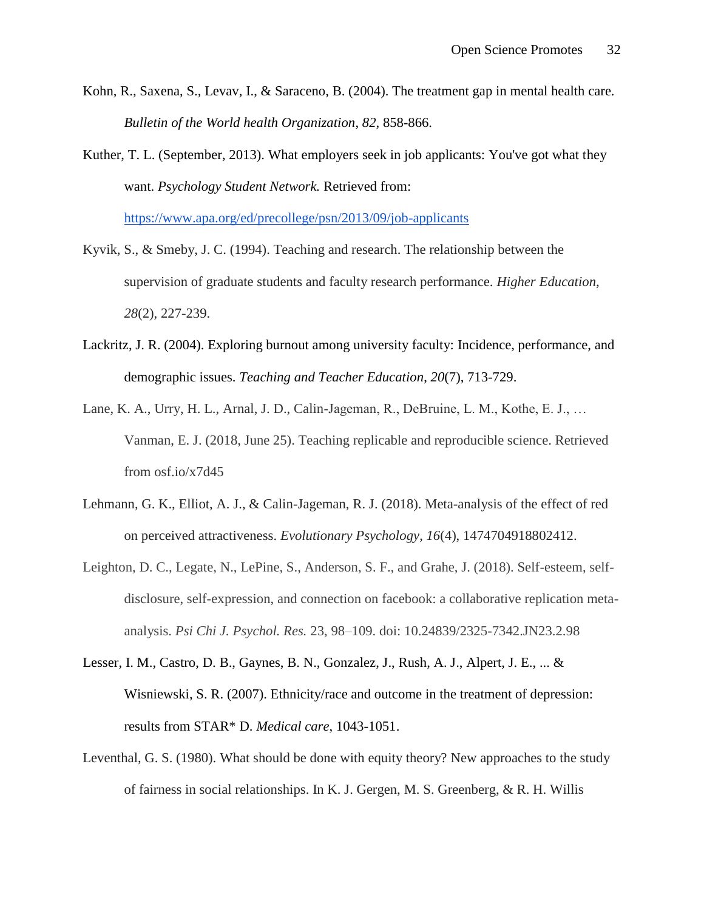Kohn, R., Saxena, S., Levav, I., & Saraceno, B. (2004). The treatment gap in mental health care. *Bulletin of the World health Organization*, *82*, 858-866.

Kuther, T. L. (September, 2013). What employers seek in job applicants: You've got what they want. *Psychology Student Network.* Retrieved from: https://www.apa.org/ed/precollege/psn/2013/09/job-applicants

Kyvik, S., & Smeby, J. C. (1994). Teaching and research. The relationship between the supervision of graduate students and faculty research performance. *Higher Education*, *28*(2), 227-239.

Lackritz, J. R. (2004). Exploring burnout among university faculty: Incidence, performance, and demographic issues. *Teaching and Teacher Education*, *20*(7), 713-729.

Lane, K. A., Urry, H. L., Arnal, J. D., Calin-Jageman, R., DeBruine, L. M., Kothe, E. J., … Vanman, E. J. (2018, June 25). Teaching replicable and reproducible science. Retrieved from osf.io/x7d45

Lehmann, G. K., Elliot, A. J., & Calin-Jageman, R. J. (2018). Meta-analysis of the effect of red on perceived attractiveness. *Evolutionary Psychology*, *16*(4), 1474704918802412.

Leighton, D. C., Legate, N., LePine, S., Anderson, S. F., and Grahe, J. (2018). Self-esteem, self-disclosure, self-expression, and connection on facebook: a collaborative replication meta-analysis. *Psi Chi J. Psychol. Res.* 23, 98–109. doi: 10.24839/2325-7342.JN23.2.98

Lesser, I. M., Castro, D. B., Gaynes, B. N., Gonzalez, J., Rush, A. J., Alpert, J. E., ... & Wisniewski, S. R. (2007). Ethnicity/race and outcome in the treatment of depression: results from STAR* D. *Medical care*, 1043-1051.

Leventhal, G. S. (1980). What should be done with equity theory? New approaches to the study of fairness in social relationships. In K. J. Gergen, M. S. Greenberg, & R. H. Willis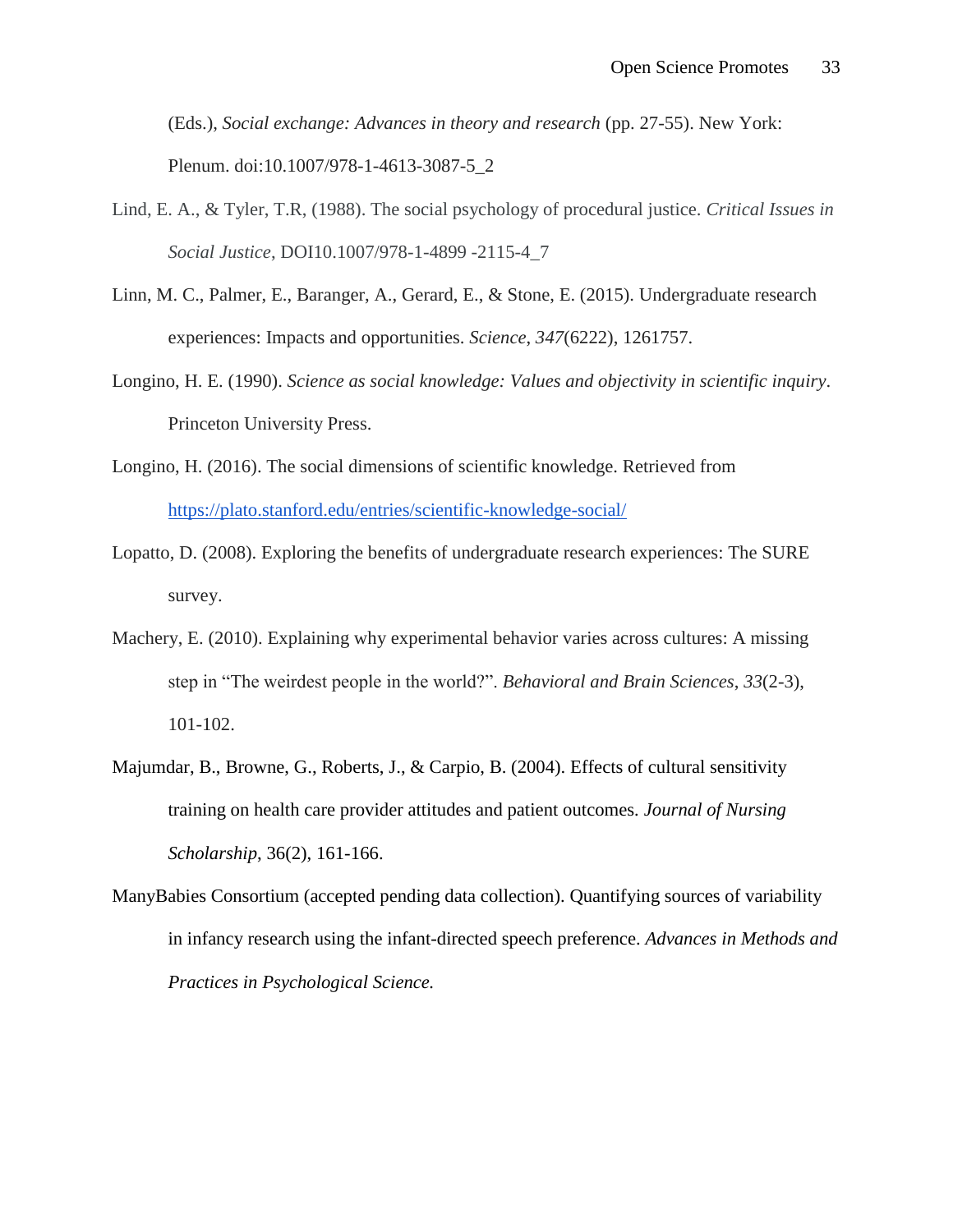(Eds.), *Social exchange: Advances in theory and research* (pp. 27-55). New York: Plenum. doi:10.1007/978-1-4613-3087-5_2

Lind, E. A., & Tyler, T.R, (1988). The social psychology of procedural justice. *Critical Issues in Social Justice*, DOI10.1007/978-1-4899 -2115-4_7

Linn, M. C., Palmer, E., Baranger, A., Gerard, E., & Stone, E. (2015). Undergraduate research experiences: Impacts and opportunities. *Science*, *347*(6222), 1261757.

Longino, H. E. (1990). *Science as social knowledge: Values and objectivity in scientific inquiry*. Princeton University Press.

Longino, H. (2016). The social dimensions of scientific knowledge. Retrieved from https://plato.stanford.edu/entries/scientific-knowledge-social/

Lopatto, D. (2008). Exploring the benefits of undergraduate research experiences: The SURE survey.

Machery, E. (2010). Explaining why experimental behavior varies across cultures: A missing step in "The weirdest people in the world?". *Behavioral and Brain Sciences*, *33*(2-3), 101-102.

Majumdar, B., Browne, G., Roberts, J., & Carpio, B. (2004). Effects of cultural sensitivity training on health care provider attitudes and patient outcomes. *Journal of Nursing Scholarship*, 36(2), 161-166.

ManyBabies Consortium (accepted pending data collection). Quantifying sources of variability in infancy research using the infant-directed speech preference. *Advances in Methods and Practices in Psychological Science.*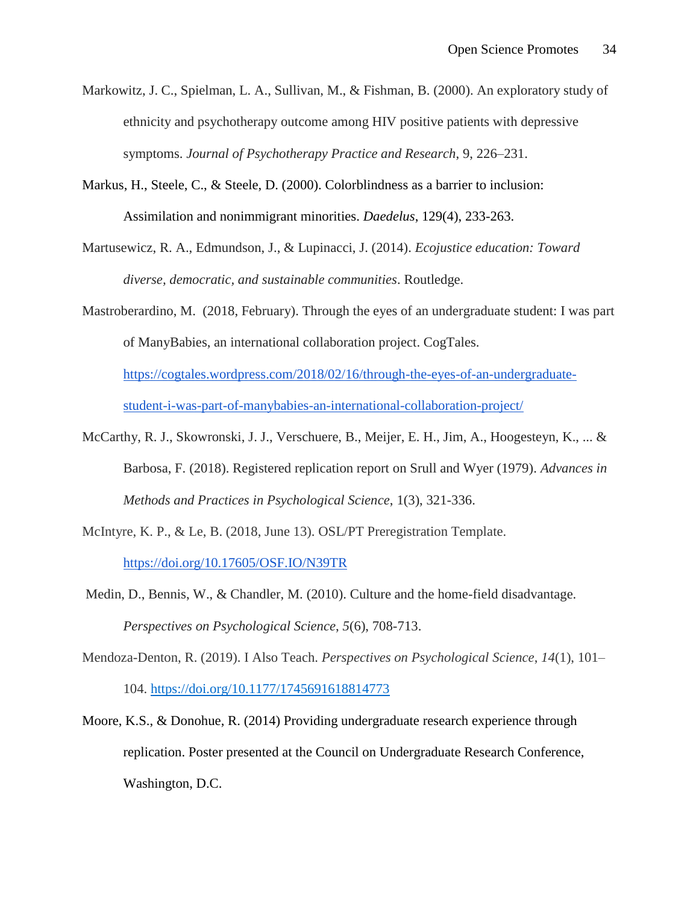Markowitz, J. C., Spielman, L. A., Sullivan, M., & Fishman, B. (2000). An exploratory study of ethnicity and psychotherapy outcome among HIV positive patients with depressive symptoms. *Journal of Psychotherapy Practice and Research*, 9, 226–231.

Markus, H., Steele, C., & Steele, D. (2000). Colorblindness as a barrier to inclusion: Assimilation and nonimmigrant minorities. *Daedelus*, 129(4), 233-263.

Martusewicz, R. A., Edmundson, J., & Lupinacci, J. (2014). *Ecojustice education: Toward diverse, democratic, and sustainable communities*. Routledge.

Mastroberardino, M. (2018, February). Through the eyes of an undergraduate student: I was part of ManyBabies, an international collaboration project. CogTales. https://cogtales.wordpress.com/2018/02/16/through-the-eyes-of-an-undergraduate-student-i-was-part-of-manybabies-an-international-collaboration-project/

McCarthy, R. J., Skowronski, J. J., Verschuere, B., Meijer, E. H., Jim, A., Hoogesteyn, K., ... & Barbosa, F. (2018). Registered replication report on Srull and Wyer (1979). *Advances in Methods and Practices in Psychological Science*, 1(3), 321-336.

McIntyre, K. P., & Le, B. (2018, June 13). OSL/PT Preregistration Template. https://doi.org/10.17605/OSF.IO/N39TR

Medin, D., Bennis, W., & Chandler, M. (2010). Culture and the home-field disadvantage. *Perspectives on Psychological Science*, *5*(6), 708-713.

Mendoza-Denton, R. (2019). I Also Teach. *Perspectives on Psychological Science*, *14*(1), 101–104. https://doi.org/10.1177/1745691618814773

Moore, K.S., & Donohue, R. (2014) Providing undergraduate research experience through replication. Poster presented at the Council on Undergraduate Research Conference, Washington, D.C.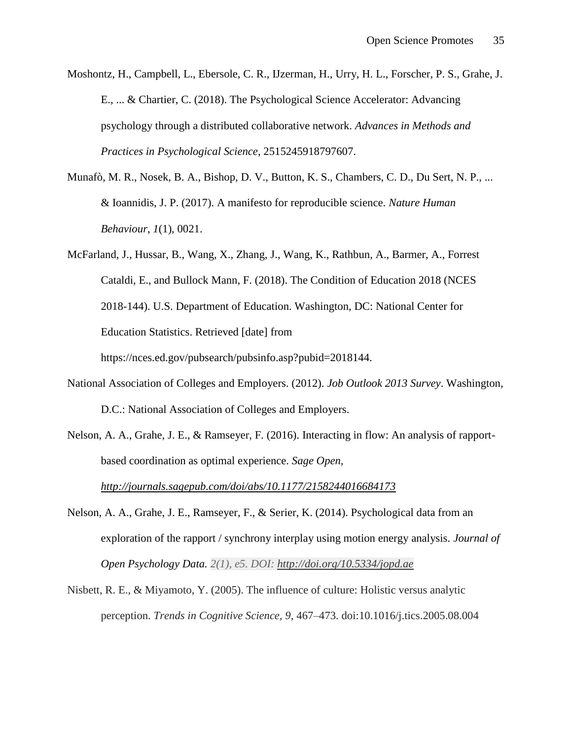Moshontz, H., Campbell, L., Ebersole, C. R., IJzerman, H., Urry, H. L., Forscher, P. S., Grahe, J. E., ... & Chartier, C. (2018). The Psychological Science Accelerator: Advancing psychology through a distributed collaborative network. *Advances in Methods and Practices in Psychological Science*, 2515245918797607.

Munafò, M. R., Nosek, B. A., Bishop, D. V., Button, K. S., Chambers, C. D., Du Sert, N. P., ... & Ioannidis, J. P. (2017). A manifesto for reproducible science. *Nature Human Behaviour*, *1*(1), 0021.

McFarland, J., Hussar, B., Wang, X., Zhang, J., Wang, K., Rathbun, A., Barmer, A., Forrest Cataldi, E., and Bullock Mann, F. (2018). The Condition of Education 2018 (NCES 2018-144). U.S. Department of Education. Washington, DC: National Center for Education Statistics. Retrieved [date] from https://nces.ed.gov/pubsearch/pubsinfo.asp?pubid=2018144.

National Association of Colleges and Employers. (2012). *Job Outlook 2013 Survey*. Washington, D.C.: National Association of Colleges and Employers.

Nelson, A. A., Grahe, J. E., & Ramseyer, F. (2016). Interacting in flow: An analysis of rapport-based coordination as optimal experience. *Sage Open*, *http://journals.sagepub.com/doi/abs/10.1177/2158244016684173*

Nelson, A. A., Grahe, J. E., Ramseyer, F., & Serier, K. (2014). Psychological data from an exploration of the rapport / synchrony interplay using motion energy analysis. *Journal of Open Psychology Data. 2(1), e5. DOI: http://doi.org/10.5334/jopd.ae*

Nisbett, R. E., & Miyamoto, Y. (2005). The influence of culture: Holistic versus analytic perception. *Trends in Cognitive Science*, *9*, 467–473. doi:10.1016/j.tics.2005.08.004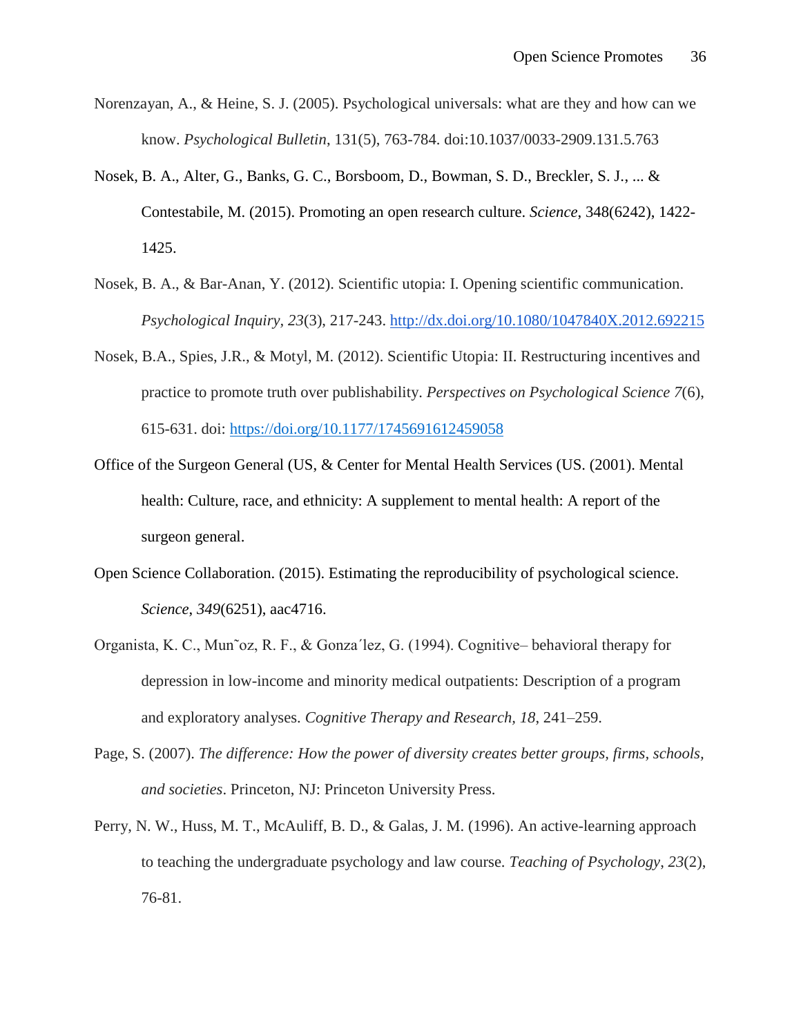Norenzayan, A., & Heine, S. J. (2005). Psychological universals: what are they and how can we know. *Psychological Bulletin*, 131(5), 763-784. doi:10.1037/0033-2909.131.5.763

Nosek, B. A., Alter, G., Banks, G. C., Borsboom, D., Bowman, S. D., Breckler, S. J., ... & Contestabile, M. (2015). Promoting an open research culture. *Science*, 348(6242), 1422-1425.

Nosek, B. A., & Bar-Anan, Y. (2012). Scientific utopia: I. Opening scientific communication. *Psychological Inquiry*, *23*(3), 217-243. http://dx.doi.org/10.1080/1047840X.2012.692215

Nosek, B.A., Spies, J.R., & Motyl, M. (2012). Scientific Utopia: II. Restructuring incentives and practice to promote truth over publishability. *Perspectives on Psychological Science 7*(6), 615-631. doi: https://doi.org/10.1177/1745691612459058

Office of the Surgeon General (US, & Center for Mental Health Services (US. (2001). Mental health: Culture, race, and ethnicity: A supplement to mental health: A report of the surgeon general.

Open Science Collaboration. (2015). Estimating the reproducibility of psychological science. *Science*, *349*(6251), aac4716.

Organista, K. C., Mun˜oz, R. F., & Gonza´lez, G. (1994). Cognitive– behavioral therapy for depression in low-income and minority medical outpatients: Description of a program and exploratory analyses. *Cognitive Therapy and Research*, *18*, 241–259.

Page, S. (2007). *The difference: How the power of diversity creates better groups, firms, schools, and societies*. Princeton, NJ: Princeton University Press.

Perry, N. W., Huss, M. T., McAuliff, B. D., & Galas, J. M. (1996). An active-learning approach to teaching the undergraduate psychology and law course. *Teaching of Psychology*, *23*(2), 76-81.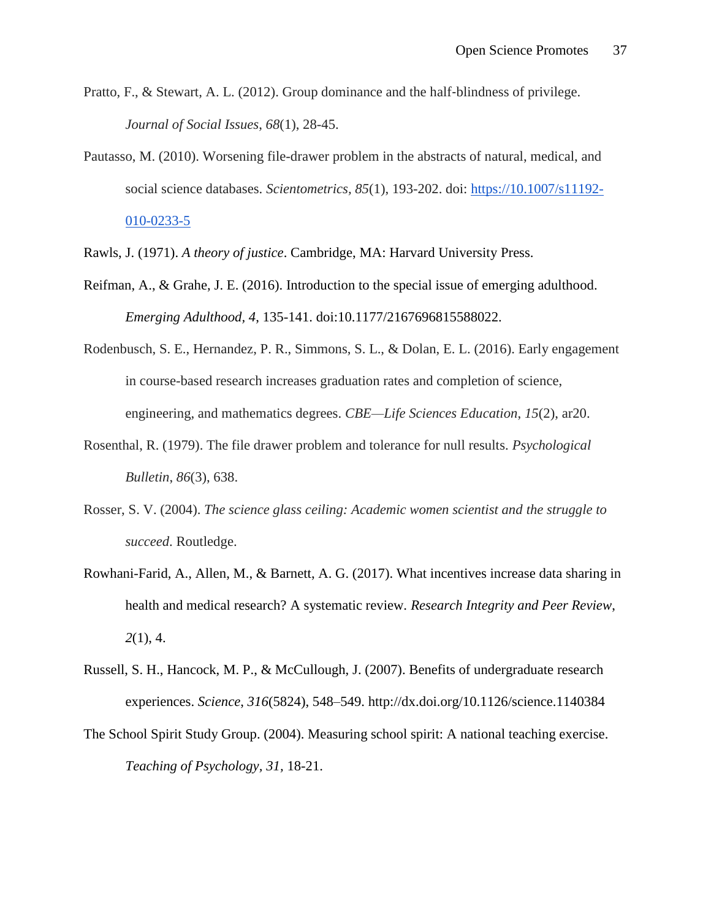Pratto, F., & Stewart, A. L. (2012). Group dominance and the half-blindness of privilege. *Journal of Social Issues*, *68*(1), 28-45.

Pautasso, M. (2010). Worsening file-drawer problem in the abstracts of natural, medical, and social science databases. *Scientometrics*, *85*(1), 193-202. doi: [https://10.1007/s11192-010-0233-5](https://10.1007/s11192-010-0233-5)

Rawls, J. (1971). *A theory of justice*. Cambridge, MA: Harvard University Press.

Reifman, A., & Grahe, J. E. (2016). Introduction to the special issue of emerging adulthood. *Emerging Adulthood, 4,* 135-141. doi:10.1177/2167696815588022.

Rodenbusch, S. E., Hernandez, P. R., Simmons, S. L., & Dolan, E. L. (2016). Early engagement in course-based research increases graduation rates and completion of science, engineering, and mathematics degrees. *CBE—Life Sciences Education*, *15*(2), ar20.

Rosenthal, R. (1979). The file drawer problem and tolerance for null results. *Psychological Bulletin*, *86*(3), 638.

Rosser, S. V. (2004). *The science glass ceiling: Academic women scientist and the struggle to succeed*. Routledge.

Rowhani-Farid, A., Allen, M., & Barnett, A. G. (2017). What incentives increase data sharing in health and medical research? A systematic review. *Research Integrity and Peer Review*, *2*(1), 4.

Russell, S. H., Hancock, M. P., & McCullough, J. (2007). Benefits of undergraduate research experiences. *Science*, *316*(5824), 548–549. http://dx.doi.org/10.1126/science.1140384

The School Spirit Study Group. (2004). Measuring school spirit: A national teaching exercise. *Teaching of Psychology*, *31*, 18-21.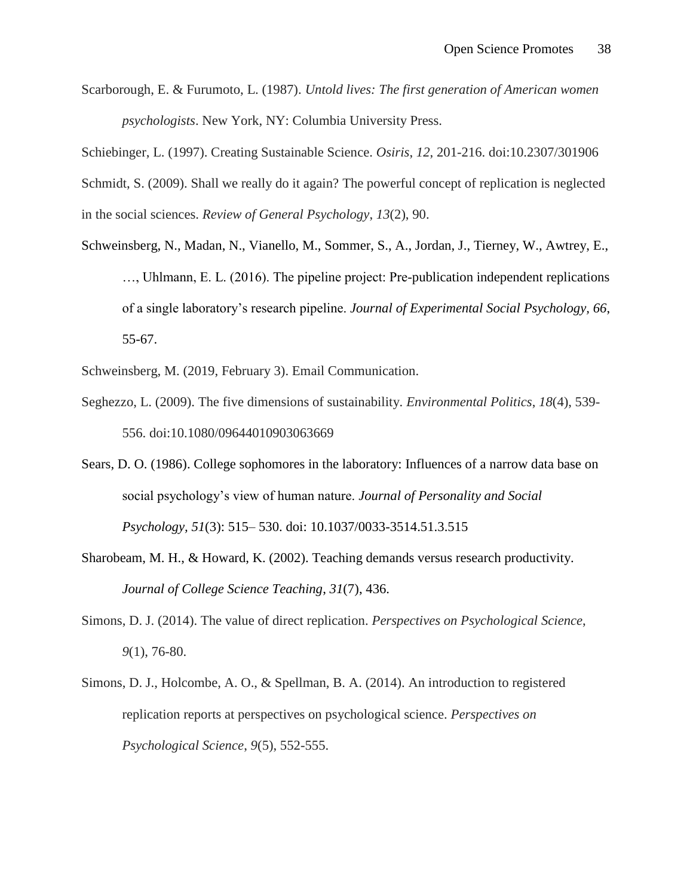Scarborough, E. & Furumoto, L. (1987). *Untold lives: The first generation of American women psychologists*. New York, NY: Columbia University Press.

Schiebinger, L. (1997). Creating Sustainable Science. *Osiris*, *12*, 201-216. doi:10.2307/301906

Schmidt, S. (2009). Shall we really do it again? The powerful concept of replication is neglected in the social sciences. *Review of General Psychology*, *13*(2), 90.

Schweinsberg, N., Madan, N., Vianello, M., Sommer, S., A., Jordan, J., Tierney, W., Awtrey, E., …, Uhlmann, E. L. (2016). The pipeline project: Pre-publication independent replications of a single laboratory's research pipeline. *Journal of Experimental Social Psychology, 66*, 55-67.

Schweinsberg, M. (2019, February 3). Email Communication.

Seghezzo, L. (2009). The five dimensions of sustainability. *Environmental Politics*, *18*(4), 539-556. doi:10.1080/09644010903063669

Sears, D. O. (1986). College sophomores in the laboratory: Influences of a narrow data base on social psychology's view of human nature. *Journal of Personality and Social Psychology, 51*(3): 515– 530. doi: 10.1037/0033-3514.51.3.515

Sharobeam, M. H., & Howard, K. (2002). Teaching demands versus research productivity. *Journal of College Science Teaching*, *31*(7), 436.

Simons, D. J. (2014). The value of direct replication. *Perspectives on Psychological Science*, *9*(1), 76-80.

Simons, D. J., Holcombe, A. O., & Spellman, B. A. (2014). An introduction to registered replication reports at perspectives on psychological science. *Perspectives on Psychological Science*, *9*(5), 552-555.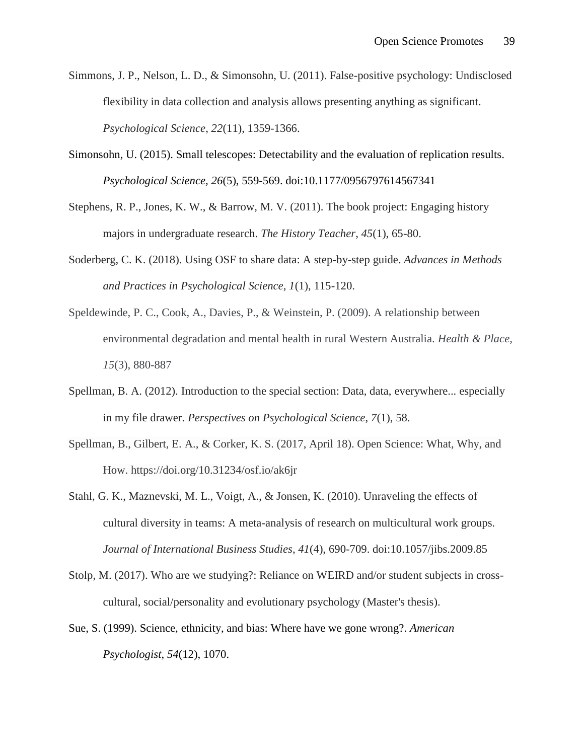Simmons, J. P., Nelson, L. D., & Simonsohn, U. (2011). False-positive psychology: Undisclosed flexibility in data collection and analysis allows presenting anything as significant. *Psychological Science*, *22*(11), 1359-1366.

Simonsohn, U. (2015). Small telescopes: Detectability and the evaluation of replication results. *Psychological Science, 26*(5), 559-569. doi:10.1177/0956797614567341

Stephens, R. P., Jones, K. W., & Barrow, M. V. (2011). The book project: Engaging history majors in undergraduate research. *The History Teacher*, *45*(1), 65-80.

Soderberg, C. K. (2018). Using OSF to share data: A step-by-step guide. *Advances in Methods and Practices in Psychological Science*, *1*(1), 115-120.

Speldewinde, P. C., Cook, A., Davies, P., & Weinstein, P. (2009). A relationship between environmental degradation and mental health in rural Western Australia. *Health & Place, 15*(3), 880-887

Spellman, B. A. (2012). Introduction to the special section: Data, data, everywhere... especially in my file drawer. *Perspectives on Psychological Science*, *7*(1), 58.

Spellman, B., Gilbert, E. A., & Corker, K. S. (2017, April 18). Open Science: What, Why, and How. https://doi.org/10.31234/osf.io/ak6jr

Stahl, G. K., Maznevski, M. L., Voigt, A., & Jonsen, K. (2010). Unraveling the effects of cultural diversity in teams: A meta-analysis of research on multicultural work groups. *Journal of International Business Studies*, *41*(4), 690-709. doi:10.1057/jibs.2009.85

Stolp, M. (2017). Who are we studying?: Reliance on WEIRD and/or student subjects in cross-cultural, social/personality and evolutionary psychology (Master's thesis).

Sue, S. (1999). Science, ethnicity, and bias: Where have we gone wrong?. *American Psychologist*, *54*(12), 1070.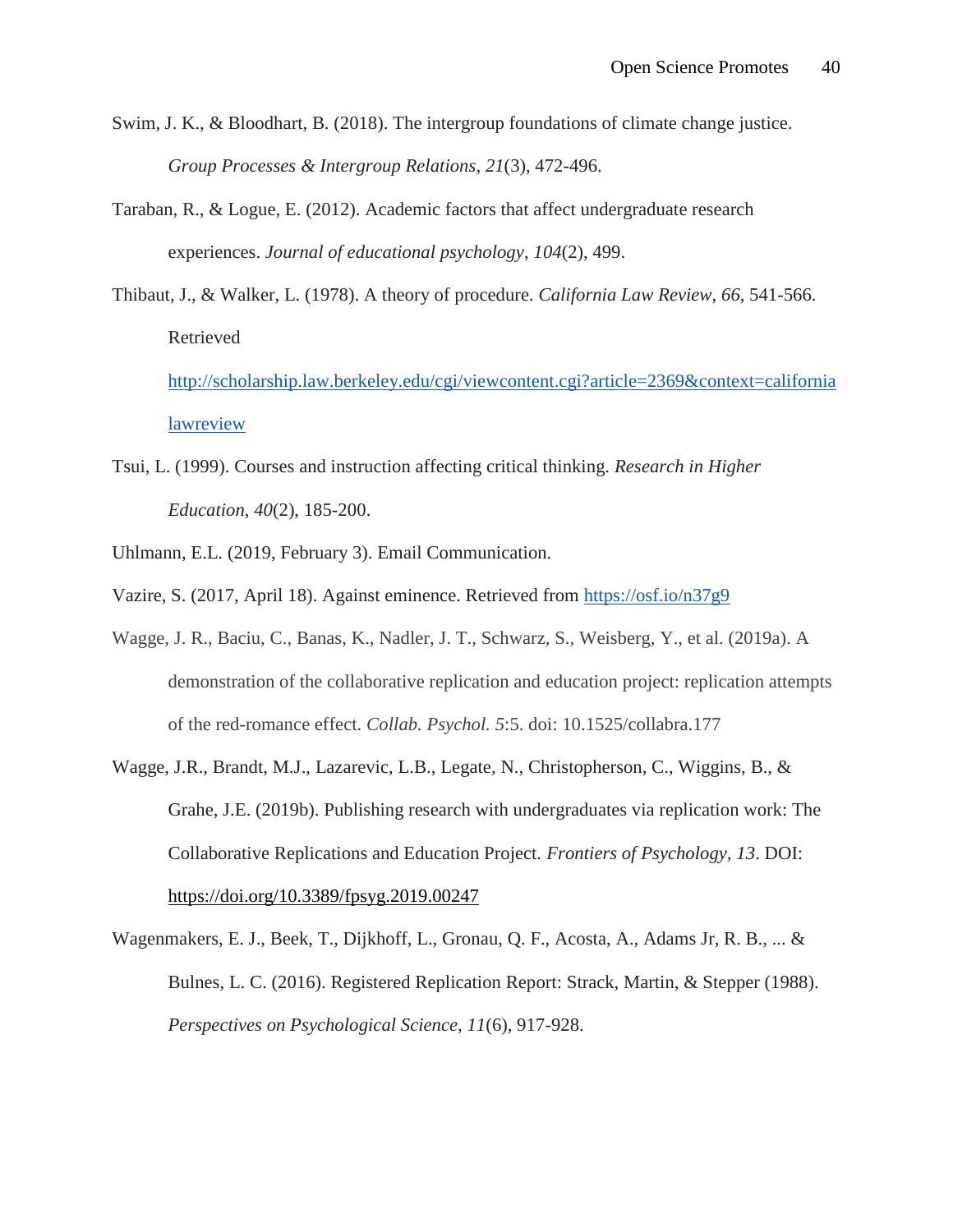Swim, J. K., & Bloodhart, B. (2018). The intergroup foundations of climate change justice. *Group Processes & Intergroup Relations*, *21*(3), 472-496.

Taraban, R., & Logue, E. (2012). Academic factors that affect undergraduate research experiences. *Journal of educational psychology*, *104*(2), 499.

Thibaut, J., & Walker, L. (1978). A theory of procedure. *California Law Review*, *66*, 541-566. Retrieved http://scholarship.law.berkeley.edu/cgi/viewcontent.cgi?article=2369&context=californialawreview

Tsui, L. (1999). Courses and instruction affecting critical thinking. *Research in Higher Education*, *40*(2), 185-200.

Uhlmann, E.L. (2019, February 3). Email Communication.

Vazire, S. (2017, April 18). Against eminence. Retrieved from https://osf.io/n37g9

Wagge, J. R., Baciu, C., Banas, K., Nadler, J. T., Schwarz, S., Weisberg, Y., et al. (2019a). A demonstration of the collaborative replication and education project: replication attempts of the red-romance effect. *Collab. Psychol. 5*:5. doi: 10.1525/collabra.177

Wagge, J.R., Brandt, M.J., Lazarevic, L.B., Legate, N., Christopherson, C., Wiggins, B., & Grahe, J.E. (2019b). Publishing research with undergraduates via replication work: The Collaborative Replications and Education Project. *Frontiers of Psychology*, *13*. DOI: https://doi.org/10.3389/fpsyg.2019.00247

Wagenmakers, E. J., Beek, T., Dijkhoff, L., Gronau, Q. F., Acosta, A., Adams Jr, R. B., ... & Bulnes, L. C. (2016). Registered Replication Report: Strack, Martin, & Stepper (1988). *Perspectives on Psychological Science*, *11*(6), 917-928.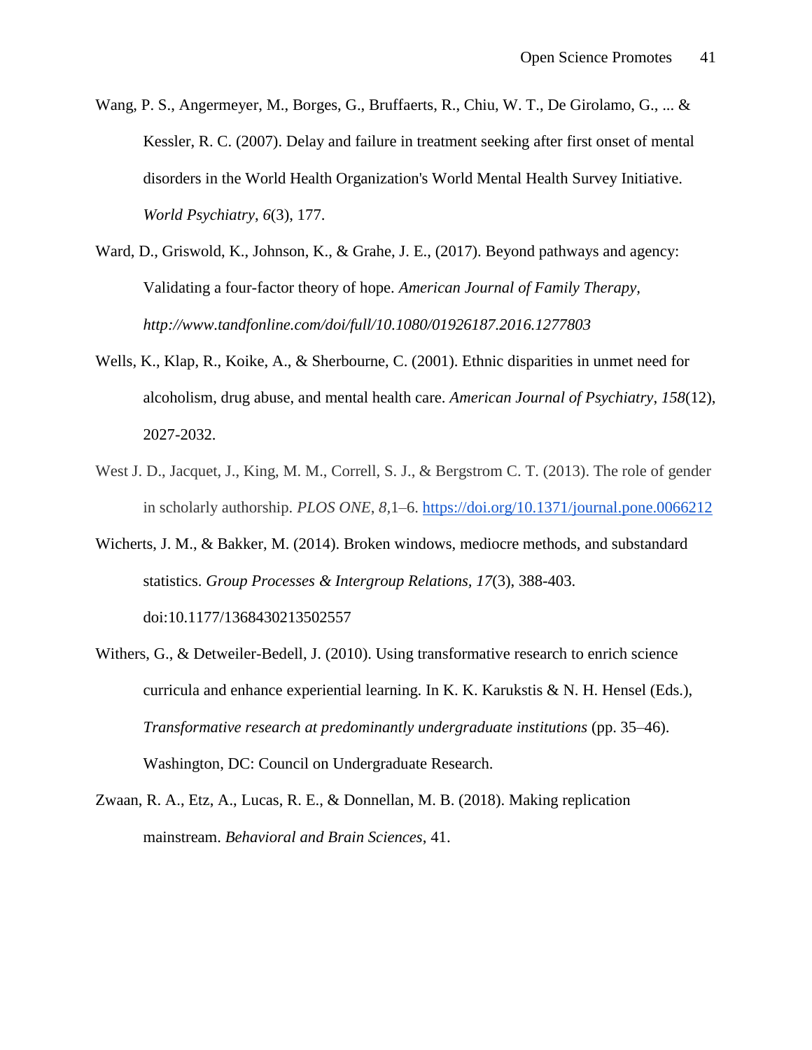Wang, P. S., Angermeyer, M., Borges, G., Bruffaerts, R., Chiu, W. T., De Girolamo, G., ... & Kessler, R. C. (2007). Delay and failure in treatment seeking after first onset of mental disorders in the World Health Organization's World Mental Health Survey Initiative. *World Psychiatry*, *6*(3), 177.

Ward, D., Griswold, K., Johnson, K., & Grahe, J. E., (2017). Beyond pathways and agency: Validating a four-factor theory of hope. *American Journal of Family Therapy, http://www.tandfonline.com/doi/full/10.1080/01926187.2016.1277803*

Wells, K., Klap, R., Koike, A., & Sherbourne, C. (2001). Ethnic disparities in unmet need for alcoholism, drug abuse, and mental health care. *American Journal of Psychiatry*, *158*(12), 2027-2032.

West J. D., Jacquet, J., King, M. M., Correll, S. J., & Bergstrom C. T. (2013). The role of gender in scholarly authorship. *PLOS ONE, 8,*1–6. https://doi.org/10.1371/journal.pone.0066212

Wicherts, J. M., & Bakker, M. (2014). Broken windows, mediocre methods, and substandard statistics. *Group Processes & Intergroup Relations, 17*(3), 388-403. doi:10.1177/1368430213502557

Withers, G., & Detweiler-Bedell, J. (2010). Using transformative research to enrich science curricula and enhance experiential learning. In K. K. Karukstis & N. H. Hensel (Eds.), *Transformative research at predominantly undergraduate institutions* (pp. 35–46). Washington, DC: Council on Undergraduate Research.

Zwaan, R. A., Etz, A., Lucas, R. E., & Donnellan, M. B. (2018). Making replication mainstream. *Behavioral and Brain Sciences*, 41.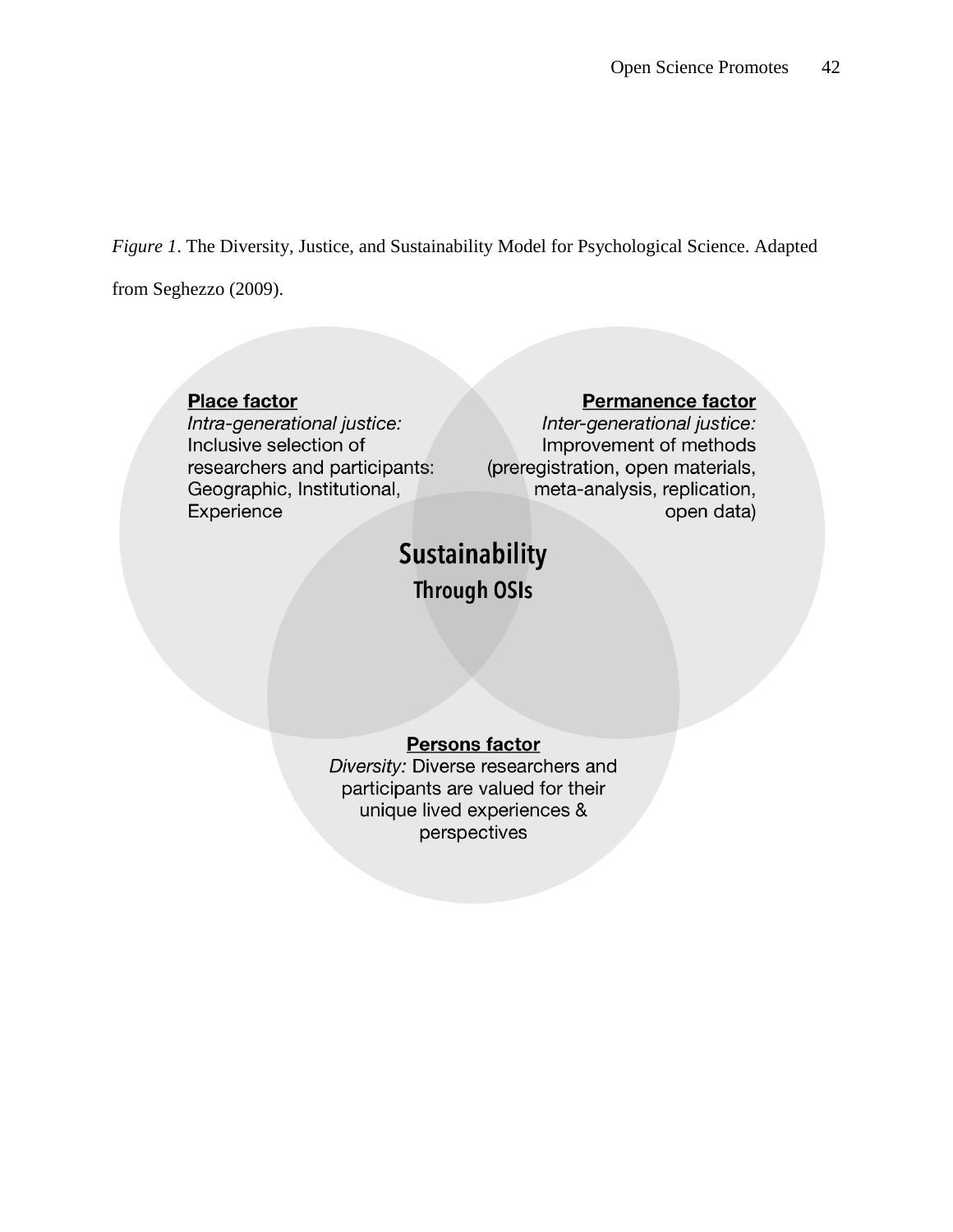*Figure 1*. The Diversity, Justice, and Sustainability Model for Psychological Science. Adapted from Seghezzo (2009).

**Place factor**
*Intra-generational justice:*
Inclusive selection of researchers and participants: Geographic, Institutional, Experience

**Permanence factor**
*Inter-generational justice:*
Improvement of methods (preregistration, open materials, meta-analysis, replication, open data)

**Sustainability**
**Through OSIs**

**Persons factor**
*Diversity:* Diverse researchers and participants are valued for their unique lived experiences & perspectives